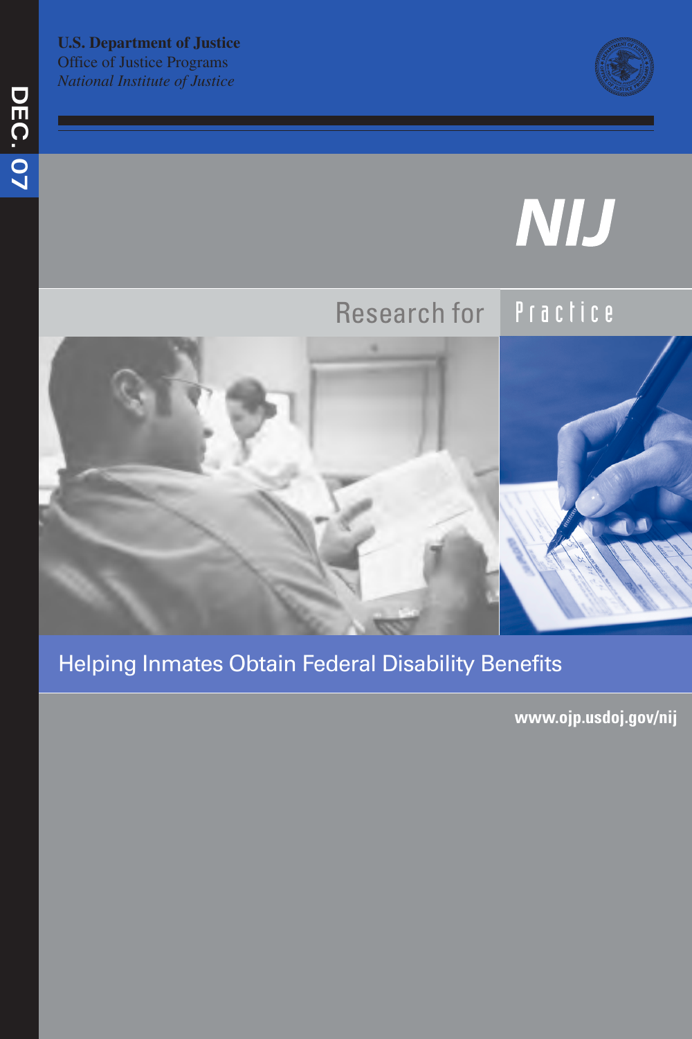DEC. 07

**U.S. Department of Justice**
Office of Justice Programs
*National Institute of Justice*

# NIJ

Research for Practice

## Helping Inmates Obtain Federal Disability Benefits

**www.ojp.usdoj.gov/nij**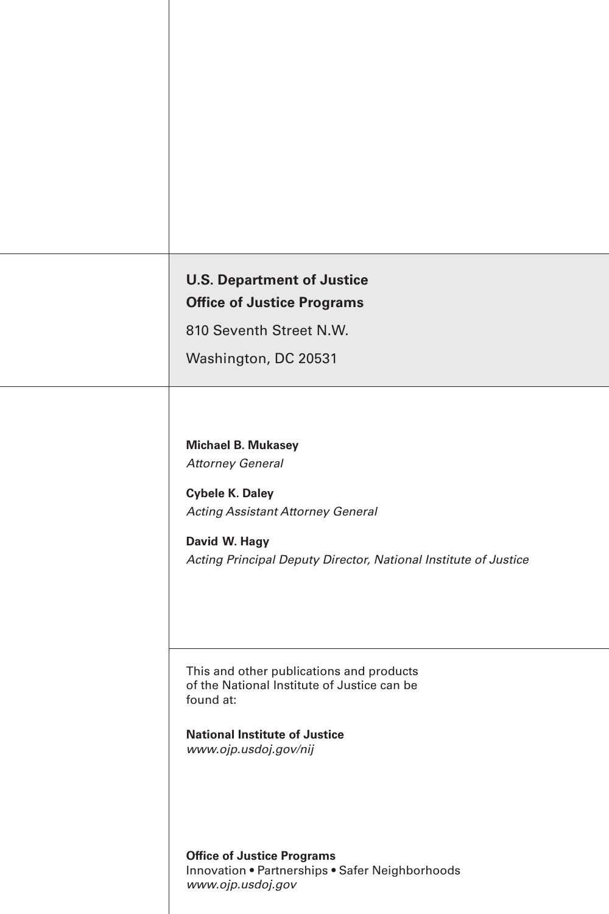**U.S. Department of Justice**

**Office of Justice Programs**

810 Seventh Street N.W.

Washington, DC 20531

**Michael B. Mukasey**

*Attorney General*

**Cybele K. Daley**

*Acting Assistant Attorney General*

**David W. Hagy**

*Acting Principal Deputy Director, National Institute of Justice*

This and other publications and products of the National Institute of Justice can be found at:

**National Institute of Justice**
*www.ojp.usdoj.gov/nij*

**Office of Justice Programs**
Innovation • Partnerships • Safer Neighborhoods
*www.ojp.usdoj.gov*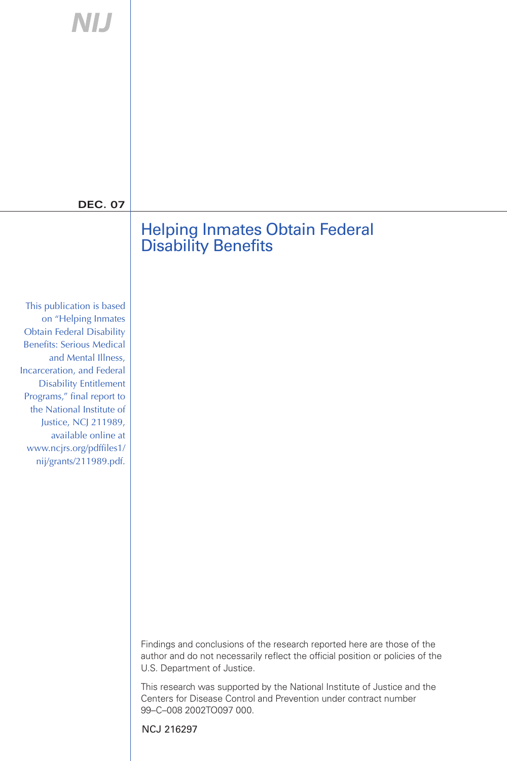NIJ

DEC. 07

# Helping Inmates Obtain Federal Disability Benefits

This publication is based on "Helping Inmates Obtain Federal Disability Benefits: Serious Medical and Mental Illness, Incarceration, and Federal Disability Entitlement Programs," final report to the National Institute of Justice, NCJ 211989, available online at www.ncjrs.org/pdffiles1/nij/grants/211989.pdf.

Findings and conclusions of the research reported here are those of the author and do not necessarily reflect the official position or policies of the U.S. Department of Justice.

This research was supported by the National Institute of Justice and the Centers for Disease Control and Prevention under contract number 99–C–008 2002TO097 000.

NCJ 216297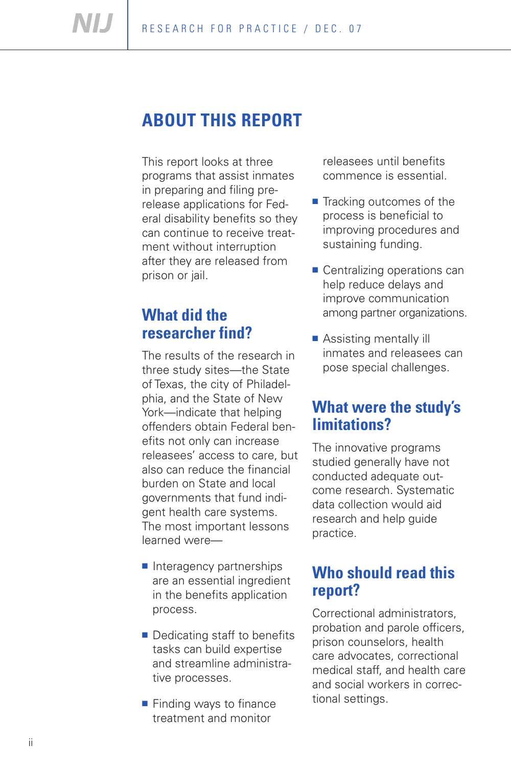## ABOUT THIS REPORT

This report looks at three programs that assist inmates in preparing and filing pre-release applications for Federal disability benefits so they can continue to receive treatment without interruption after they are released from prison or jail.

### What did the researcher find?

The results of the research in three study sites—the State of Texas, the city of Philadelphia, and the State of New York—indicate that helping offenders obtain Federal benefits not only can increase releasees' access to care, but also can reduce the financial burden on State and local governments that fund indigent health care systems. The most important lessons learned were—

- Interagency partnerships are an essential ingredient in the benefits application process.
- Dedicating staff to benefits tasks can build expertise and streamline administrative processes.
- Finding ways to finance treatment and monitor releasees until benefits commence is essential.
- Tracking outcomes of the process is beneficial to improving procedures and sustaining funding.
- Centralizing operations can help reduce delays and improve communication among partner organizations.
- Assisting mentally ill inmates and releasees can pose special challenges.

### What were the study's limitations?

The innovative programs studied generally have not conducted adequate outcome research. Systematic data collection would aid research and help guide practice.

### Who should read this report?

Correctional administrators, probation and parole officers, prison counselors, health care advocates, correctional medical staff, and health care and social workers in correctional settings.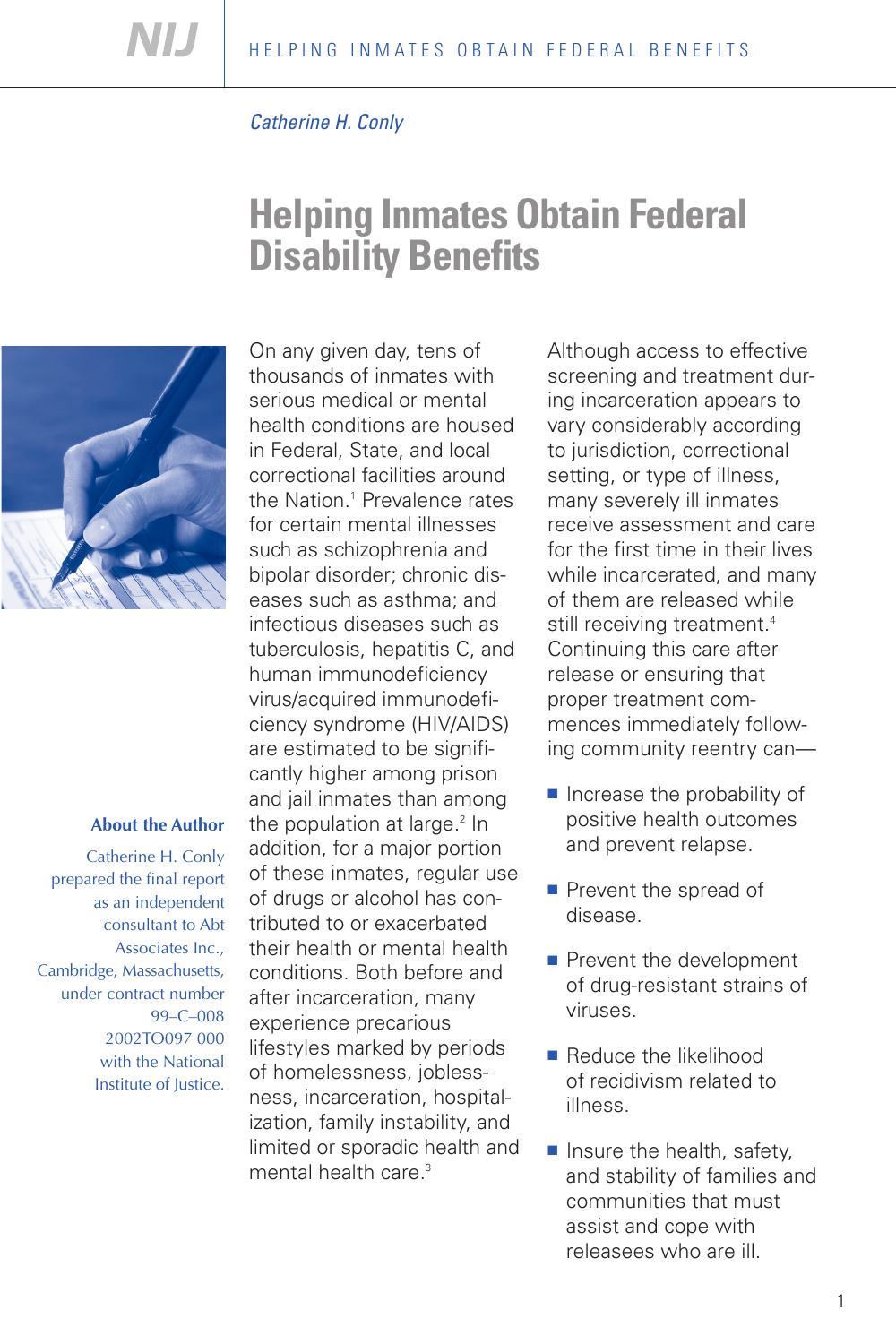Catherine H. Conly

# Helping Inmates Obtain Federal Disability Benefits

**About the Author**

Catherine H. Conly prepared the final report as an independent consultant to Abt Associates Inc., Cambridge, Massachusetts, under contract number 99–C–008 2002TO097 000 with the National Institute of Justice.

On any given day, tens of thousands of inmates with serious medical or mental health conditions are housed in Federal, State, and local correctional facilities around the Nation.[1] Prevalence rates for certain mental illnesses such as schizophrenia and bipolar disorder; chronic diseases such as asthma; and infectious diseases such as tuberculosis, hepatitis C, and human immunodeficiency virus/acquired immunodeficiency syndrome (HIV/AIDS) are estimated to be significantly higher among prison and jail inmates than among the population at large.[2] In addition, for a major portion of these inmates, regular use of drugs or alcohol has contributed to or exacerbated their health or mental health conditions. Both before and after incarceration, many experience precarious lifestyles marked by periods of homelessness, joblessness, incarceration, hospitalization, family instability, and limited or sporadic health and mental health care.[3]

Although access to effective screening and treatment during incarceration appears to vary considerably according to jurisdiction, correctional setting, or type of illness, many severely ill inmates receive assessment and care for the first time in their lives while incarcerated, and many of them are released while still receiving treatment.[4] Continuing this care after release or ensuring that proper treatment commences immediately following community reentry can—

- Increase the probability of positive health outcomes and prevent relapse.
- Prevent the spread of disease.
- Prevent the development of drug-resistant strains of viruses.
- Reduce the likelihood of recidivism related to illness.
- Insure the health, safety, and stability of families and communities that must assist and cope with releasees who are ill.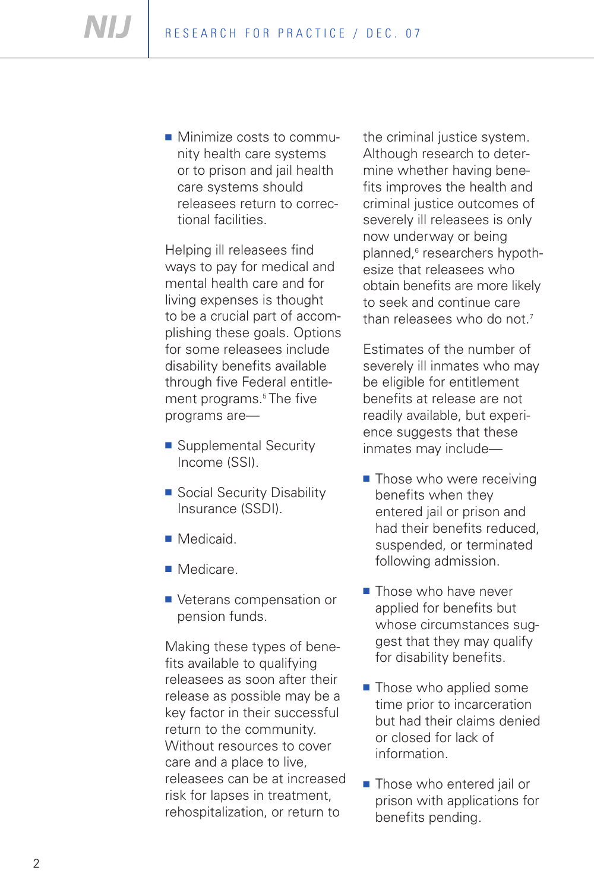- Minimize costs to community health care systems or to prison and jail health care systems should releasees return to correctional facilities.

Helping ill releasees find ways to pay for medical and mental health care and for living expenses is thought to be a crucial part of accomplishing these goals. Options for some releasees include disability benefits available through five Federal entitlement programs.[5] The five programs are—

- Supplemental Security Income (SSI).
- Social Security Disability Insurance (SSDI).
- Medicaid.
- Medicare.
- Veterans compensation or pension funds.

Making these types of benefits available to qualifying releasees as soon after their release as possible may be a key factor in their successful return to the community. Without resources to cover care and a place to live, releasees can be at increased risk for lapses in treatment, rehospitalization, or return to the criminal justice system. Although research to determine whether having benefits improves the health and criminal justice outcomes of severely ill releasees is only now underway or being planned,[6] researchers hypothesize that releasees who obtain benefits are more likely to seek and continue care than releasees who do not.[7]

Estimates of the number of severely ill inmates who may be eligible for entitlement benefits at release are not readily available, but experience suggests that these inmates may include—

- Those who were receiving benefits when they entered jail or prison and had their benefits reduced, suspended, or terminated following admission.
- Those who have never applied for benefits but whose circumstances suggest that they may qualify for disability benefits.
- Those who applied some time prior to incarceration but had their claims denied or closed for lack of information.
- Those who entered jail or prison with applications for benefits pending.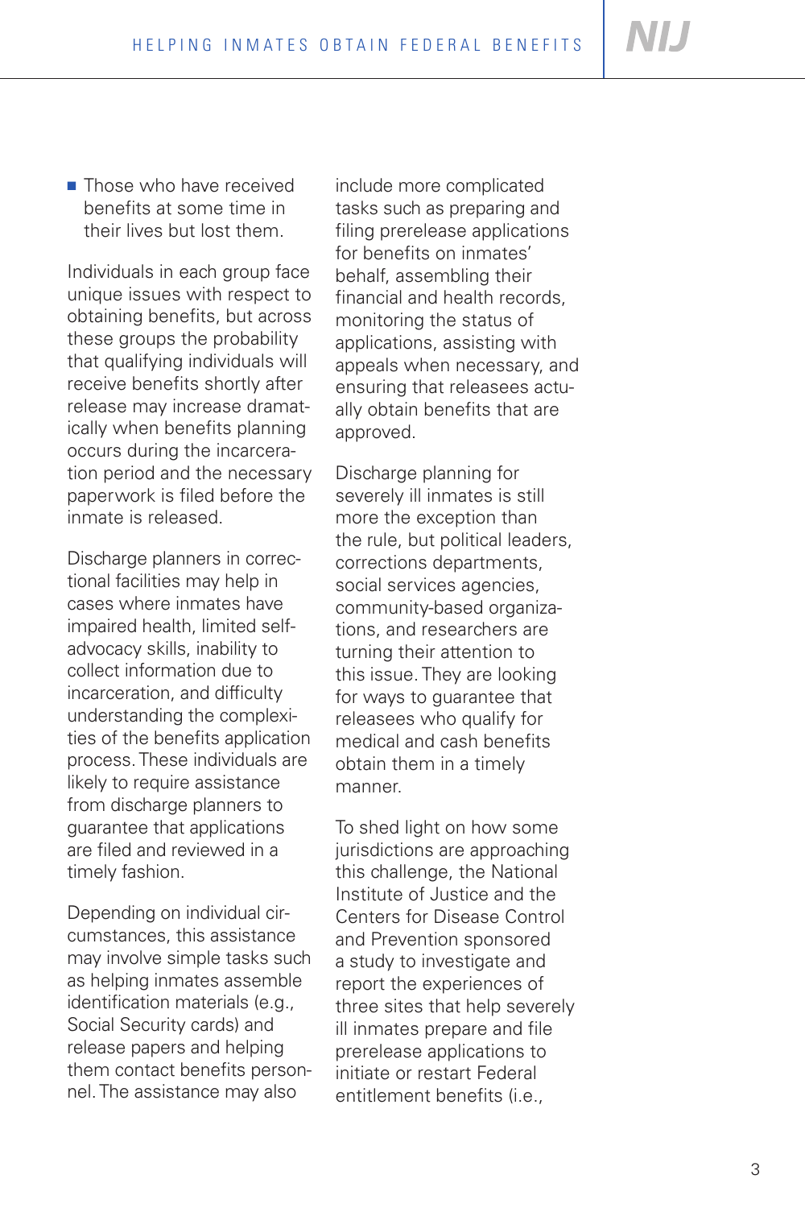- Those who have received benefits at some time in their lives but lost them.

Individuals in each group face unique issues with respect to obtaining benefits, but across these groups the probability that qualifying individuals will receive benefits shortly after release may increase dramatically when benefits planning occurs during the incarceration period and the necessary paperwork is filed before the inmate is released.

Discharge planners in correctional facilities may help in cases where inmates have impaired health, limited self-advocacy skills, inability to collect information due to incarceration, and difficulty understanding the complexities of the benefits application process. These individuals are likely to require assistance from discharge planners to guarantee that applications are filed and reviewed in a timely fashion.

Depending on individual circumstances, this assistance may involve simple tasks such as helping inmates assemble identification materials (e.g., Social Security cards) and release papers and helping them contact benefits personnel. The assistance may also include more complicated tasks such as preparing and filing prerelease applications for benefits on inmates' behalf, assembling their financial and health records, monitoring the status of applications, assisting with appeals when necessary, and ensuring that releasees actually obtain benefits that are approved.

Discharge planning for severely ill inmates is still more the exception than the rule, but political leaders, corrections departments, social services agencies, community-based organizations, and researchers are turning their attention to this issue. They are looking for ways to guarantee that releasees who qualify for medical and cash benefits obtain them in a timely manner.

To shed light on how some jurisdictions are approaching this challenge, the National Institute of Justice and the Centers for Disease Control and Prevention sponsored a study to investigate and report the experiences of three sites that help severely ill inmates prepare and file prerelease applications to initiate or restart Federal entitlement benefits (i.e.,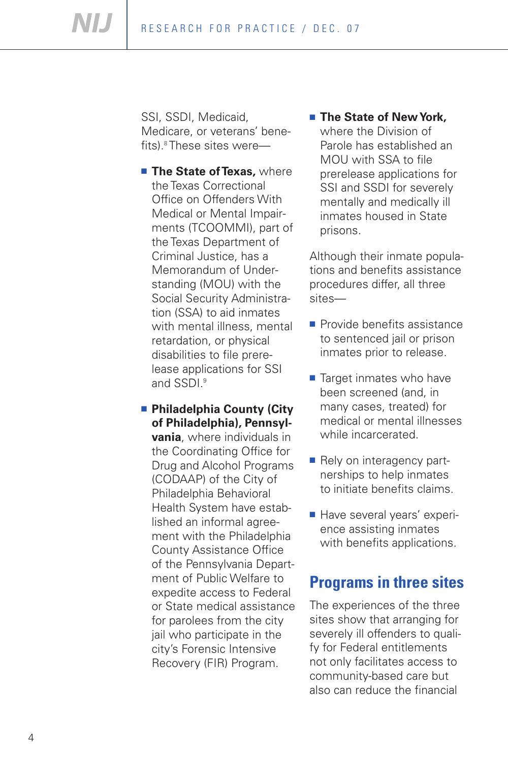SSI, SSDI, Medicaid, Medicare, or veterans' benefits).[8] These sites were—

- **The State of Texas,** where the Texas Correctional Office on Offenders With Medical or Mental Impairments (TCOOMMI), part of the Texas Department of Criminal Justice, has a Memorandum of Understanding (MOU) with the Social Security Administration (SSA) to aid inmates with mental illness, mental retardation, or physical disabilities to file prerelease applications for SSI and SSDI.[9]

- **Philadelphia County (City of Philadelphia), Pennsylvania**, where individuals in the Coordinating Office for Drug and Alcohol Programs (CODAAP) of the City of Philadelphia Behavioral Health System have established an informal agreement with the Philadelphia County Assistance Office of the Pennsylvania Department of Public Welfare to expedite access to Federal or State medical assistance for parolees from the city jail who participate in the city's Forensic Intensive Recovery (FIR) Program.

- **The State of New York,** where the Division of Parole has established an MOU with SSA to file prerelease applications for SSI and SSDI for severely mentally and medically ill inmates housed in State prisons.

Although their inmate populations and benefits assistance procedures differ, all three sites—

- Provide benefits assistance to sentenced jail or prison inmates prior to release.

- Target inmates who have been screened (and, in many cases, treated) for medical or mental illnesses while incarcerated.

- Rely on interagency partnerships to help inmates to initiate benefits claims.

- Have several years' experience assisting inmates with benefits applications.

## Programs in three sites

The experiences of the three sites show that arranging for severely ill offenders to qualify for Federal entitlements not only facilitates access to community-based care but also can reduce the financial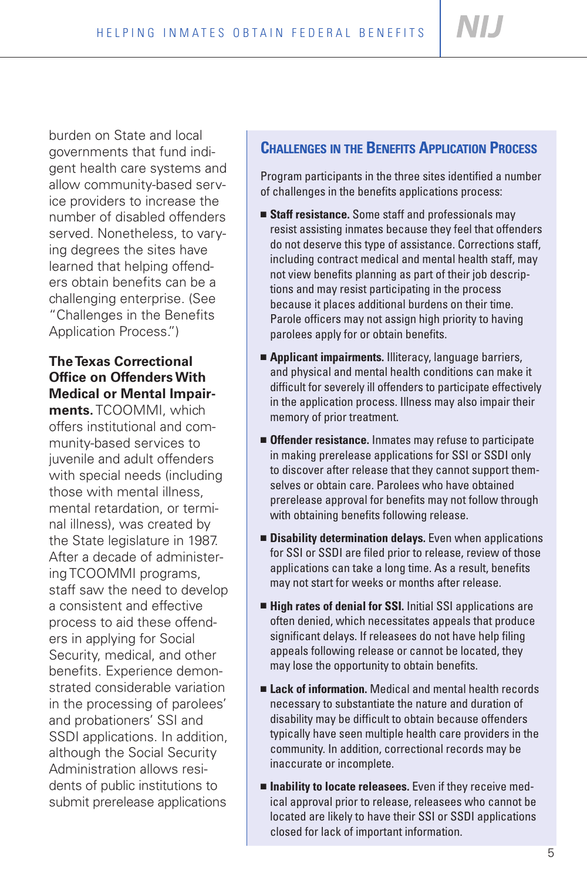burden on State and local governments that fund indigent health care systems and allow community-based service providers to increase the number of disabled offenders served. Nonetheless, to varying degrees the sites have learned that helping offenders obtain benefits can be a challenging enterprise. (See "Challenges in the Benefits Application Process.")

**The Texas Correctional Office on Offenders With Medical or Mental Impairments.** TCOOMMI, which offers institutional and community-based services to juvenile and adult offenders with special needs (including those with mental illness, mental retardation, or terminal illness), was created by the State legislature in 1987. After a decade of administering TCOOMMI programs, staff saw the need to develop a consistent and effective process to aid these offenders in applying for Social Security, medical, and other benefits. Experience demonstrated considerable variation in the processing of parolees' and probationers' SSI and SSDI applications. In addition, although the Social Security Administration allows residents of public institutions to submit prerelease applications

## Challenges in the Benefits Application Process

Program participants in the three sites identified a number of challenges in the benefits applications process:

- **Staff resistance.** Some staff and professionals may resist assisting inmates because they feel that offenders do not deserve this type of assistance. Corrections staff, including contract medical and mental health staff, may not view benefits planning as part of their job descriptions and may resist participating in the process because it places additional burdens on their time. Parole officers may not assign high priority to having parolees apply for or obtain benefits.
- **Applicant impairments.** Illiteracy, language barriers, and physical and mental health conditions can make it difficult for severely ill offenders to participate effectively in the application process. Illness may also impair their memory of prior treatment.
- **Offender resistance.** Inmates may refuse to participate in making prerelease applications for SSI or SSDI only to discover after release that they cannot support themselves or obtain care. Parolees who have obtained prerelease approval for benefits may not follow through with obtaining benefits following release.
- **Disability determination delays.** Even when applications for SSI or SSDI are filed prior to release, review of those applications can take a long time. As a result, benefits may not start for weeks or months after release.
- **High rates of denial for SSI.** Initial SSI applications are often denied, which necessitates appeals that produce significant delays. If releasees do not have help filing appeals following release or cannot be located, they may lose the opportunity to obtain benefits.
- **Lack of information.** Medical and mental health records necessary to substantiate the nature and duration of disability may be difficult to obtain because offenders typically have seen multiple health care providers in the community. In addition, correctional records may be inaccurate or incomplete.
- **Inability to locate releasees.** Even if they receive medical approval prior to release, releasees who cannot be located are likely to have their SSI or SSDI applications closed for lack of important information.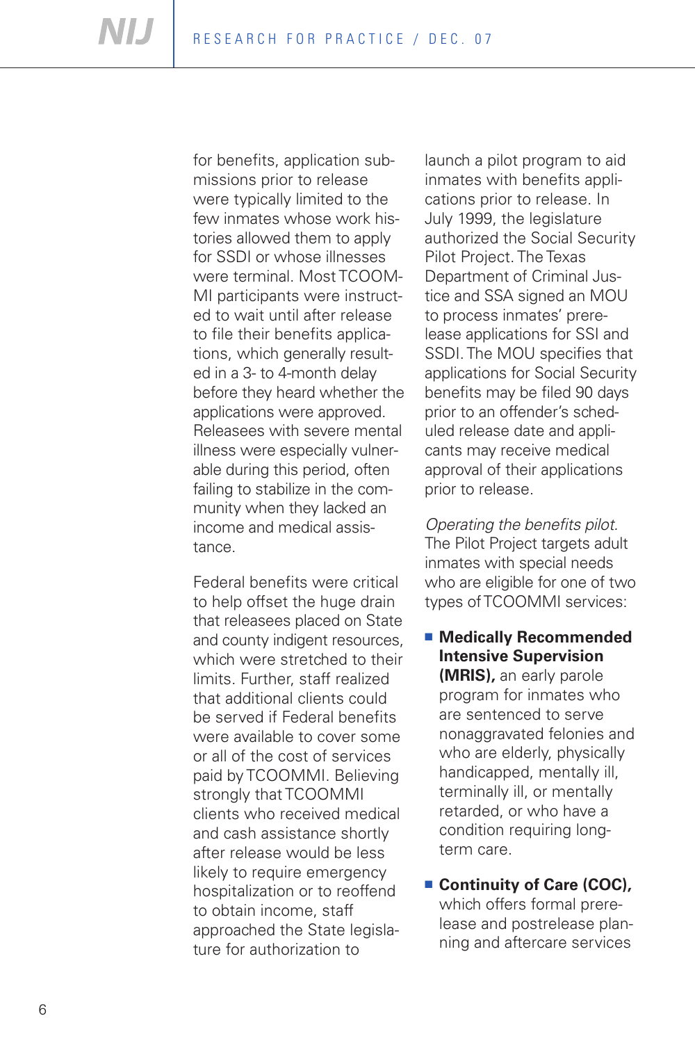for benefits, application submissions prior to release were typically limited to the few inmates whose work histories allowed them to apply for SSDI or whose illnesses were terminal. Most TCOOMMI participants were instructed to wait until after release to file their benefits applications, which generally resulted in a 3- to 4-month delay before they heard whether the applications were approved. Releasees with severe mental illness were especially vulnerable during this period, often failing to stabilize in the community when they lacked an income and medical assistance.

Federal benefits were critical to help offset the huge drain that releasees placed on State and county indigent resources, which were stretched to their limits. Further, staff realized that additional clients could be served if Federal benefits were available to cover some or all of the cost of services paid by TCOOMMI. Believing strongly that TCOOMMI clients who received medical and cash assistance shortly after release would be less likely to require emergency hospitalization or to reoffend to obtain income, staff approached the State legislature for authorization to launch a pilot program to aid inmates with benefits applications prior to release. In July 1999, the legislature authorized the Social Security Pilot Project. The Texas Department of Criminal Justice and SSA signed an MOU to process inmates' prerelease applications for SSI and SSDI. The MOU specifies that applications for Social Security benefits may be filed 90 days prior to an offender's scheduled release date and applicants may receive medical approval of their applications prior to release.

*Operating the benefits pilot.* The Pilot Project targets adult inmates with special needs who are eligible for one of two types of TCOOMMI services:

- **Medically Recommended Intensive Supervision (MRIS),** an early parole program for inmates who are sentenced to serve nonaggravated felonies and who are elderly, physically handicapped, mentally ill, terminally ill, or mentally retarded, or who have a condition requiring long-term care.
- **Continuity of Care (COC),** which offers formal prerelease and postrelease planning and aftercare services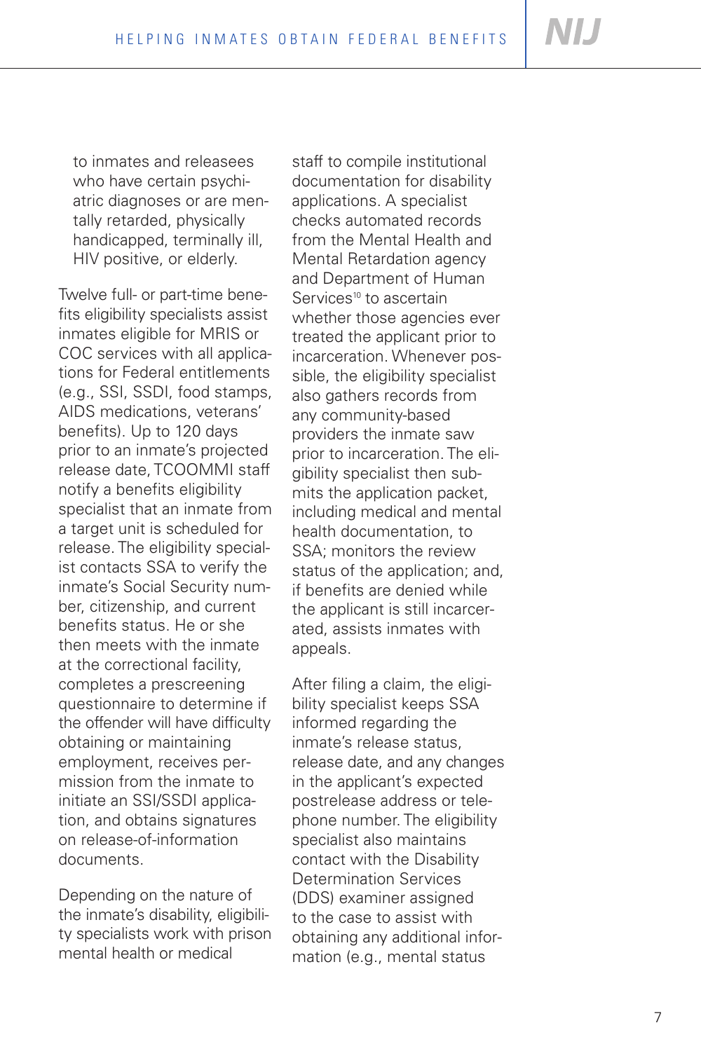to inmates and releasees who have certain psychiatric diagnoses or are mentally retarded, physically handicapped, terminally ill, HIV positive, or elderly.

Twelve full- or part-time benefits eligibility specialists assist inmates eligible for MRIS or COC services with all applications for Federal entitlements (e.g., SSI, SSDI, food stamps, AIDS medications, veterans' benefits). Up to 120 days prior to an inmate's projected release date, TCOOMMI staff notify a benefits eligibility specialist that an inmate from a target unit is scheduled for release. The eligibility specialist contacts SSA to verify the inmate's Social Security number, citizenship, and current benefits status. He or she then meets with the inmate at the correctional facility, completes a prescreening questionnaire to determine if the offender will have difficulty obtaining or maintaining employment, receives permission from the inmate to initiate an SSI/SSDI application, and obtains signatures on release-of-information documents.

Depending on the nature of the inmate's disability, eligibility specialists work with prison mental health or medical staff to compile institutional documentation for disability applications. A specialist checks automated records from the Mental Health and Mental Retardation agency and Department of Human Services[10] to ascertain whether those agencies ever treated the applicant prior to incarceration. Whenever possible, the eligibility specialist also gathers records from any community-based providers the inmate saw prior to incarceration. The eligibility specialist then submits the application packet, including medical and mental health documentation, to SSA; monitors the review status of the application; and, if benefits are denied while the applicant is still incarcerated, assists inmates with appeals.

After filing a claim, the eligibility specialist keeps SSA informed regarding the inmate's release status, release date, and any changes in the applicant's expected postrelease address or telephone number. The eligibility specialist also maintains contact with the Disability Determination Services (DDS) examiner assigned to the case to assist with obtaining any additional information (e.g., mental status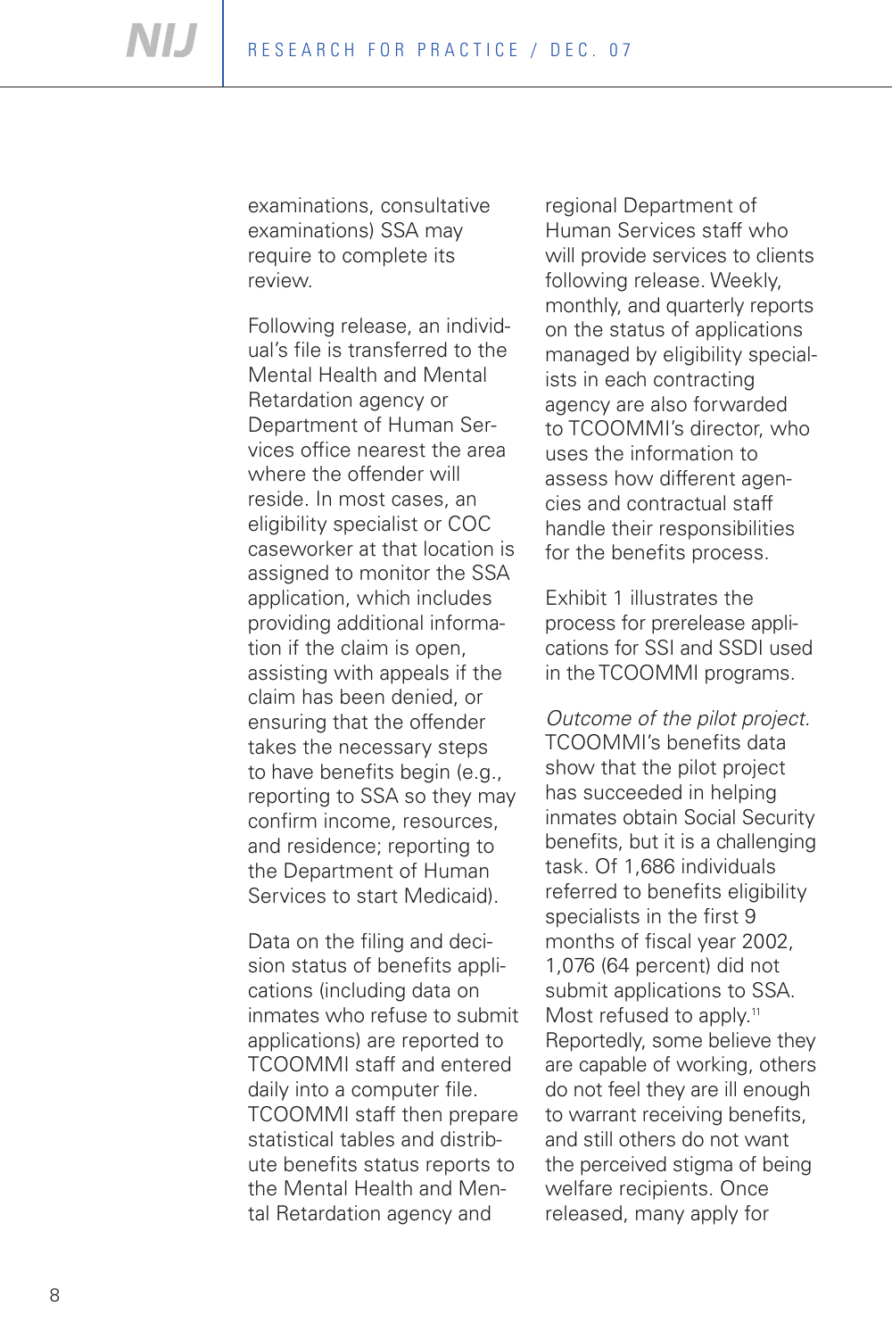examinations, consultative examinations) SSA may require to complete its review.

Following release, an individual's file is transferred to the Mental Health and Mental Retardation agency or Department of Human Services office nearest the area where the offender will reside. In most cases, an eligibility specialist or COC caseworker at that location is assigned to monitor the SSA application, which includes providing additional information if the claim is open, assisting with appeals if the claim has been denied, or ensuring that the offender takes the necessary steps to have benefits begin (e.g., reporting to SSA so they may confirm income, resources, and residence; reporting to the Department of Human Services to start Medicaid).

Data on the filing and decision status of benefits applications (including data on inmates who refuse to submit applications) are reported to TCOOMMI staff and entered daily into a computer file. TCOOMMI staff then prepare statistical tables and distribute benefits status reports to the Mental Health and Mental Retardation agency and regional Department of Human Services staff who will provide services to clients following release. Weekly, monthly, and quarterly reports on the status of applications managed by eligibility specialists in each contracting agency are also forwarded to TCOOMMI's director, who uses the information to assess how different agencies and contractual staff handle their responsibilities for the benefits process.

Exhibit 1 illustrates the process for prerelease applications for SSI and SSDI used in the TCOOMMI programs.

*Outcome of the pilot project.* TCOOMMI's benefits data show that the pilot project has succeeded in helping inmates obtain Social Security benefits, but it is a challenging task. Of 1,686 individuals referred to benefits eligibility specialists in the first 9 months of fiscal year 2002, 1,076 (64 percent) did not submit applications to SSA. Most refused to apply.[11] Reportedly, some believe they are capable of working, others do not feel they are ill enough to warrant receiving benefits, and still others do not want the perceived stigma of being welfare recipients. Once released, many apply for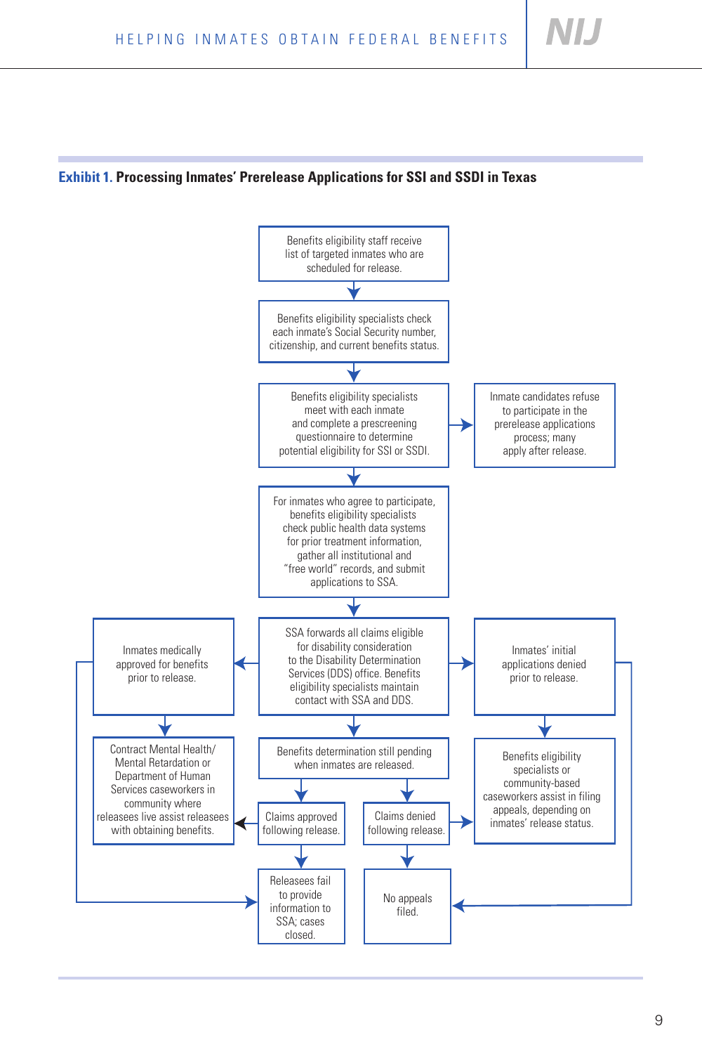**Exhibit 1. Processing Inmates' Prerelease Applications for SSI and SSDI in Texas**

Benefits eligibility staff receive list of targeted inmates who are scheduled for release.

Benefits eligibility specialists check each inmate's Social Security number, citizenship, and current benefits status.

Benefits eligibility specialists meet with each inmate and complete a prescreening questionnaire to determine potential eligibility for SSI or SSDI.

Inmate candidates refuse to participate in the prerelease applications process; many apply after release.

For inmates who agree to participate, benefits eligibility specialists check public health data systems for prior treatment information, gather all institutional and "free world" records, and submit applications to SSA.

SSA forwards all claims eligible for disability consideration to the Disability Determination Services (DDS) office. Benefits eligibility specialists maintain contact with SSA and DDS.

Inmates medically approved for benefits prior to release.

Inmates' initial applications denied prior to release.

Contract Mental Health/ Mental Retardation or Department of Human Services caseworkers in community where releasees live assist releasees with obtaining benefits.

Benefits determination still pending when inmates are released.

Benefits eligibility specialists or community-based caseworkers assist in filing appeals, depending on inmates' release status.

Claims approved following release.

Claims denied following release.

Releasees fail to provide information to SSA; cases closed.

No appeals filed.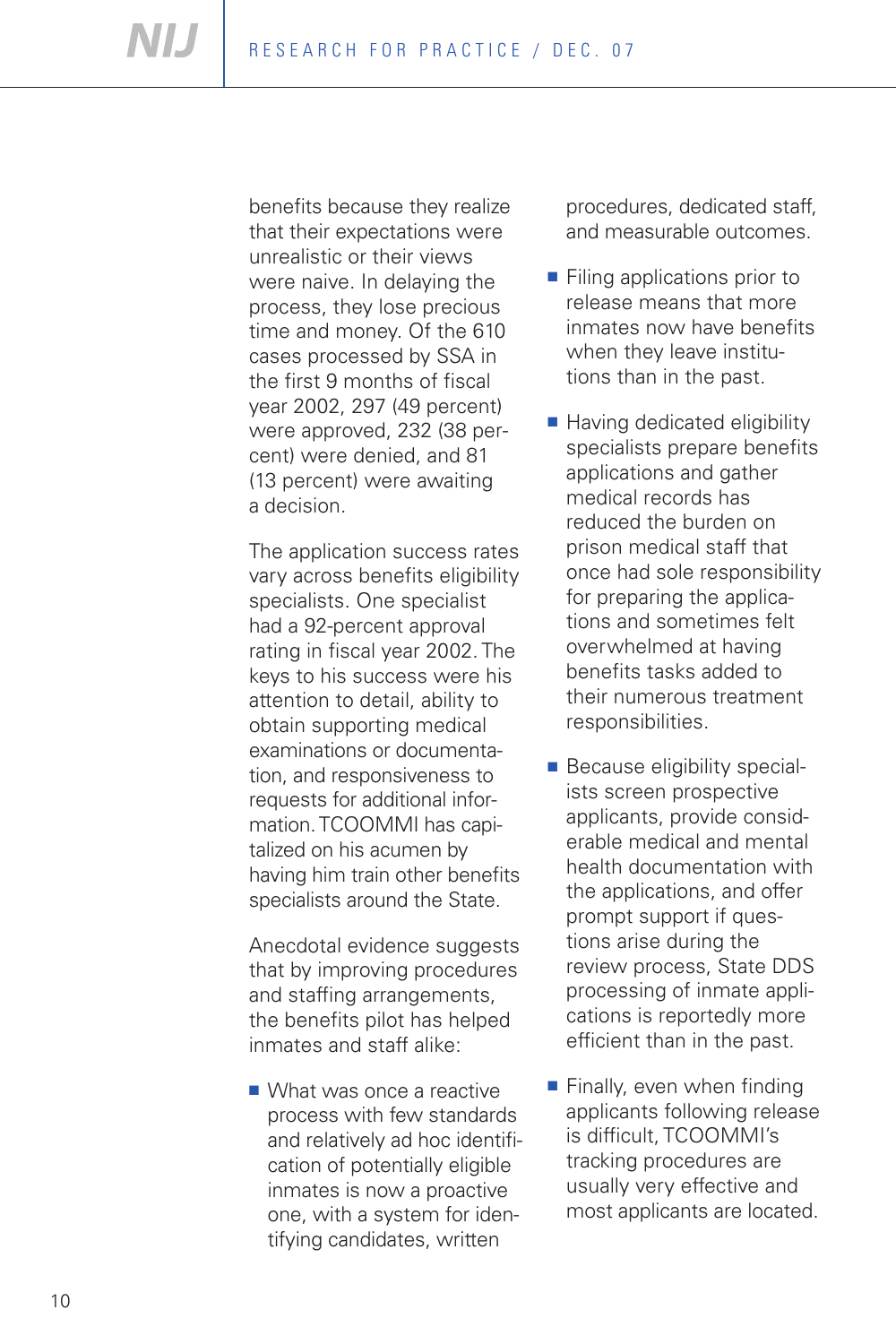benefits because they realize that their expectations were unrealistic or their views were naive. In delaying the process, they lose precious time and money. Of the 610 cases processed by SSA in the first 9 months of fiscal year 2002, 297 (49 percent) were approved, 232 (38 percent) were denied, and 81 (13 percent) were awaiting a decision.

The application success rates vary across benefits eligibility specialists. One specialist had a 92-percent approval rating in fiscal year 2002. The keys to his success were his attention to detail, ability to obtain supporting medical examinations or documentation, and responsiveness to requests for additional information. TCOOMMI has capitalized on his acumen by having him train other benefits specialists around the State.

Anecdotal evidence suggests that by improving procedures and staffing arrangements, the benefits pilot has helped inmates and staff alike:

- What was once a reactive process with few standards and relatively ad hoc identification of potentially eligible inmates is now a proactive one, with a system for identifying candidates, written procedures, dedicated staff, and measurable outcomes.
- Filing applications prior to release means that more inmates now have benefits when they leave institutions than in the past.
- Having dedicated eligibility specialists prepare benefits applications and gather medical records has reduced the burden on prison medical staff that once had sole responsibility for preparing the applications and sometimes felt overwhelmed at having benefits tasks added to their numerous treatment responsibilities.
- Because eligibility specialists screen prospective applicants, provide considerable medical and mental health documentation with the applications, and offer prompt support if questions arise during the review process, State DDS processing of inmate applications is reportedly more efficient than in the past.
- Finally, even when finding applicants following release is difficult, TCOOMMI's tracking procedures are usually very effective and most applicants are located.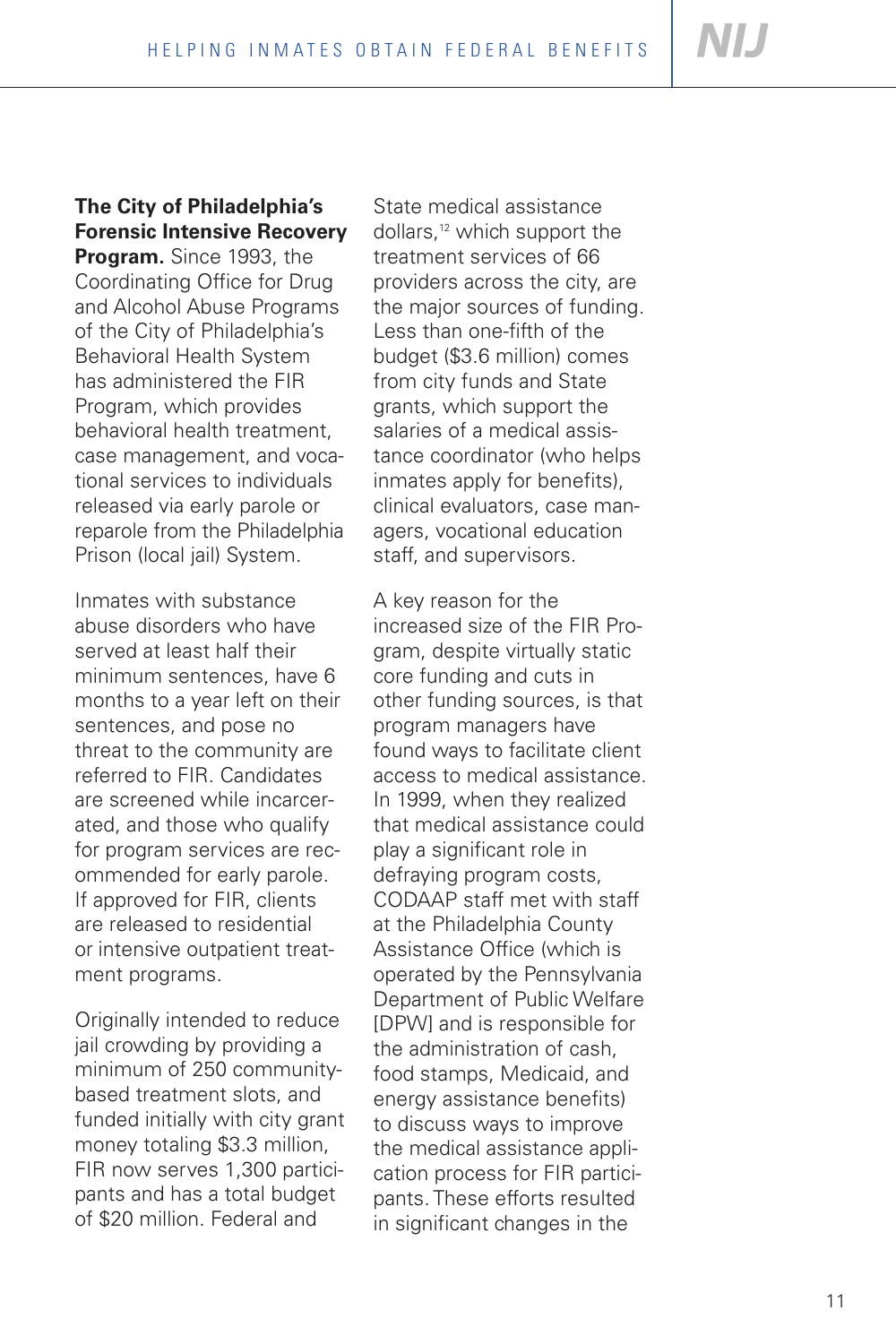**The City of Philadelphia's Forensic Intensive Recovery Program.** Since 1993, the Coordinating Office for Drug and Alcohol Abuse Programs of the City of Philadelphia's Behavioral Health System has administered the FIR Program, which provides behavioral health treatment, case management, and vocational services to individuals released via early parole or reparole from the Philadelphia Prison (local jail) System.

Inmates with substance abuse disorders who have served at least half their minimum sentences, have 6 months to a year left on their sentences, and pose no threat to the community are referred to FIR. Candidates are screened while incarcerated, and those who qualify for program services are recommended for early parole. If approved for FIR, clients are released to residential or intensive outpatient treatment programs.

Originally intended to reduce jail crowding by providing a minimum of 250 community-based treatment slots, and funded initially with city grant money totaling $3.3 million, FIR now serves 1,300 participants and has a total budget of $20 million. Federal and State medical assistance dollars,[12] which support the treatment services of 66 providers across the city, are the major sources of funding. Less than one-fifth of the budget ($3.6 million) comes from city funds and State grants, which support the salaries of a medical assistance coordinator (who helps inmates apply for benefits), clinical evaluators, case managers, vocational education staff, and supervisors.

A key reason for the increased size of the FIR Program, despite virtually static core funding and cuts in other funding sources, is that program managers have found ways to facilitate client access to medical assistance. In 1999, when they realized that medical assistance could play a significant role in defraying program costs, CODAAP staff met with staff at the Philadelphia County Assistance Office (which is operated by the Pennsylvania Department of Public Welfare [DPW] and is responsible for the administration of cash, food stamps, Medicaid, and energy assistance benefits) to discuss ways to improve the medical assistance application process for FIR participants. These efforts resulted in significant changes in the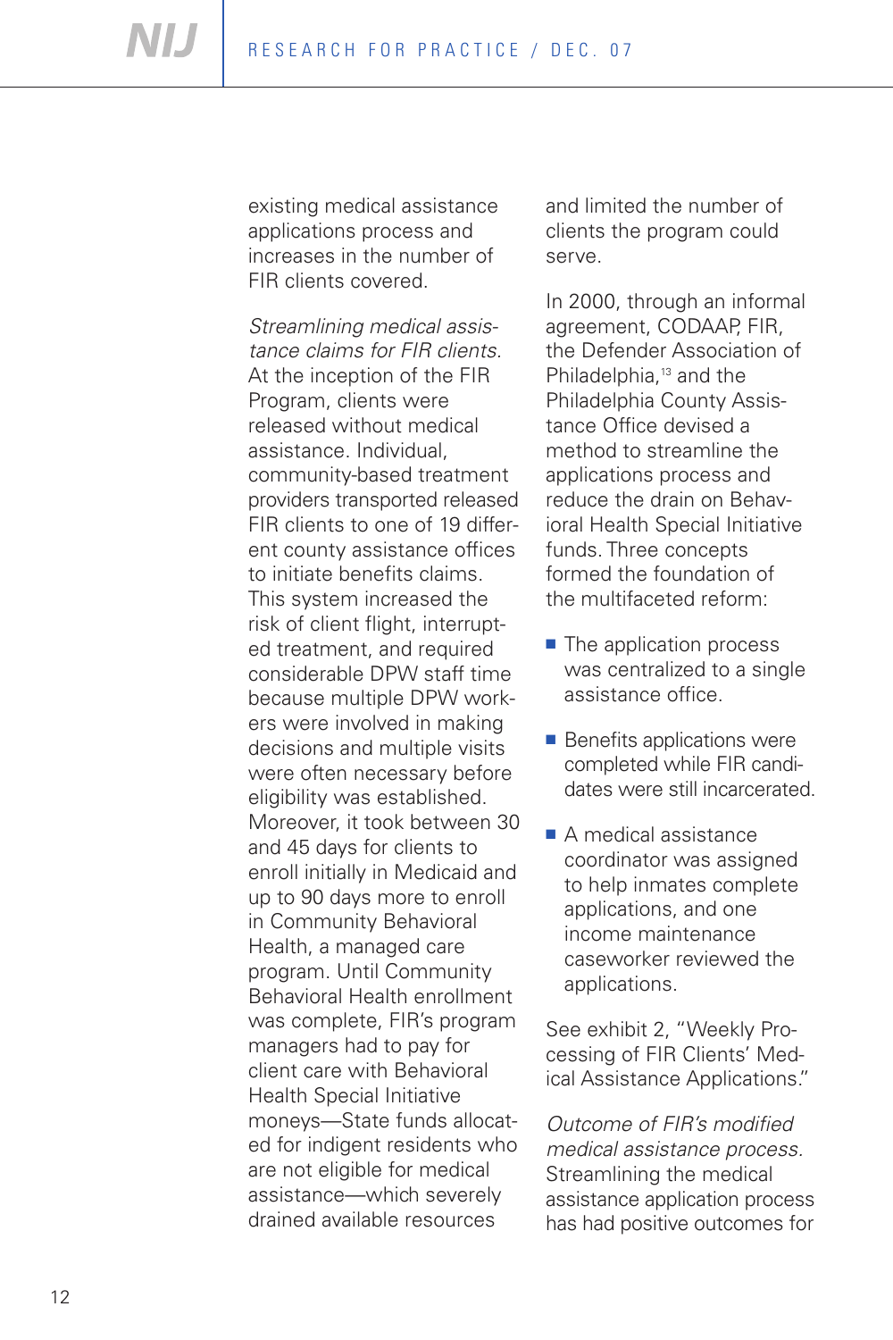existing medical assistance applications process and increases in the number of FIR clients covered.

*Streamlining medical assistance claims for FIR clients.* At the inception of the FIR Program, clients were released without medical assistance. Individual, community-based treatment providers transported released FIR clients to one of 19 different county assistance offices to initiate benefits claims. This system increased the risk of client flight, interrupted treatment, and required considerable DPW staff time because multiple DPW workers were involved in making decisions and multiple visits were often necessary before eligibility was established. Moreover, it took between 30 and 45 days for clients to enroll initially in Medicaid and up to 90 days more to enroll in Community Behavioral Health, a managed care program. Until Community Behavioral Health enrollment was complete, FIR's program managers had to pay for client care with Behavioral Health Special Initiative moneys—State funds allocated for indigent residents who are not eligible for medical assistance—which severely drained available resources and limited the number of clients the program could serve.

In 2000, through an informal agreement, CODAAP, FIR, the Defender Association of Philadelphia,[13] and the Philadelphia County Assistance Office devised a method to streamline the applications process and reduce the drain on Behavioral Health Special Initiative funds. Three concepts formed the foundation of the multifaceted reform:

- The application process was centralized to a single assistance office.
- Benefits applications were completed while FIR candidates were still incarcerated.
- A medical assistance coordinator was assigned to help inmates complete applications, and one income maintenance caseworker reviewed the applications.

See exhibit 2, "Weekly Processing of FIR Clients' Medical Assistance Applications."

*Outcome of FIR's modified medical assistance process.* Streamlining the medical assistance application process has had positive outcomes for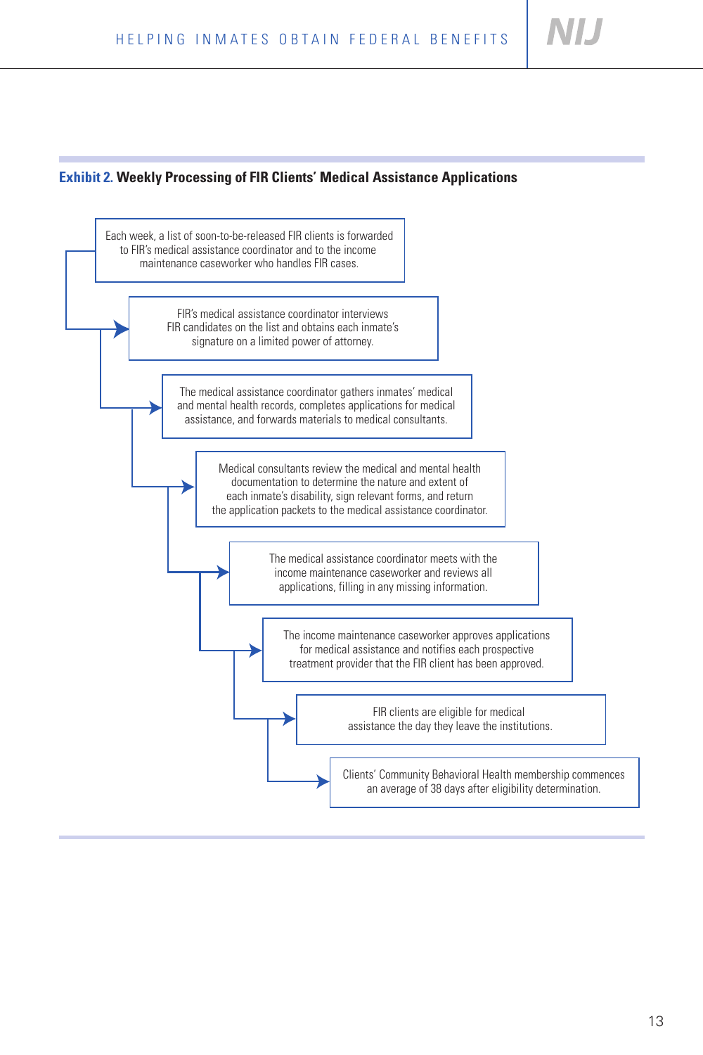**Exhibit 2. Weekly Processing of FIR Clients' Medical Assistance Applications**

1. Each week, a list of soon-to-be-released FIR clients is forwarded to FIR's medical assistance coordinator and to the income maintenance caseworker who handles FIR cases.
2. FIR's medical assistance coordinator interviews FIR candidates on the list and obtains each inmate's signature on a limited power of attorney.
3. The medical assistance coordinator gathers inmates' medical and mental health records, completes applications for medical assistance, and forwards materials to medical consultants.
4. Medical consultants review the medical and mental health documentation to determine the nature and extent of each inmate's disability, sign relevant forms, and return the application packets to the medical assistance coordinator.
5. The medical assistance coordinator meets with the income maintenance caseworker and reviews all applications, filling in any missing information.
6. The income maintenance caseworker approves applications for medical assistance and notifies each prospective treatment provider that the FIR client has been approved.
7. FIR clients are eligible for medical assistance the day they leave the institutions.
8. Clients' Community Behavioral Health membership commences an average of 38 days after eligibility determination.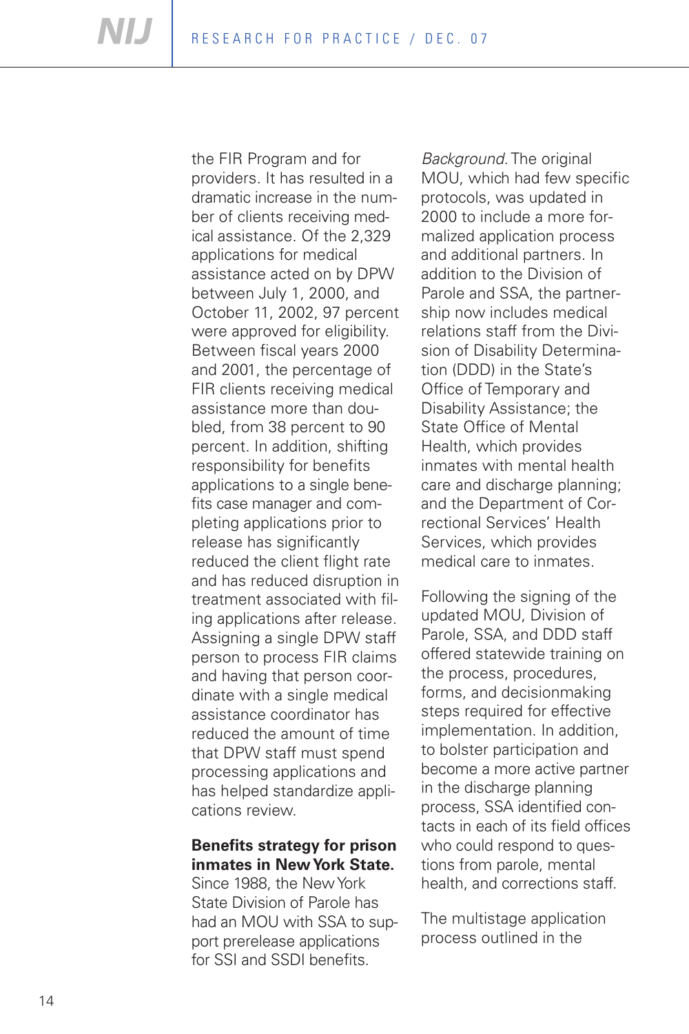the FIR Program and for providers. It has resulted in a dramatic increase in the number of clients receiving medical assistance. Of the 2,329 applications for medical assistance acted on by DPW between July 1, 2000, and October 11, 2002, 97 percent were approved for eligibility. Between fiscal years 2000 and 2001, the percentage of FIR clients receiving medical assistance more than doubled, from 38 percent to 90 percent. In addition, shifting responsibility for benefits applications to a single benefits case manager and completing applications prior to release has significantly reduced the client flight rate and has reduced disruption in treatment associated with filing applications after release. Assigning a single DPW staff person to process FIR claims and having that person coordinate with a single medical assistance coordinator has reduced the amount of time that DPW staff must spend processing applications and has helped standardize applications review.

**Benefits strategy for prison inmates in New York State.** Since 1988, the New York State Division of Parole has had an MOU with SSA to support prerelease applications for SSI and SSDI benefits.

*Background.* The original MOU, which had few specific protocols, was updated in 2000 to include a more formalized application process and additional partners. In addition to the Division of Parole and SSA, the partnership now includes medical relations staff from the Division of Disability Determination (DDD) in the State's Office of Temporary and Disability Assistance; the State Office of Mental Health, which provides inmates with mental health care and discharge planning; and the Department of Correctional Services' Health Services, which provides medical care to inmates.

Following the signing of the updated MOU, Division of Parole, SSA, and DDD staff offered statewide training on the process, procedures, forms, and decisionmaking steps required for effective implementation. In addition, to bolster participation and become a more active partner in the discharge planning process, SSA identified contacts in each of its field offices who could respond to questions from parole, mental health, and corrections staff.

The multistage application process outlined in the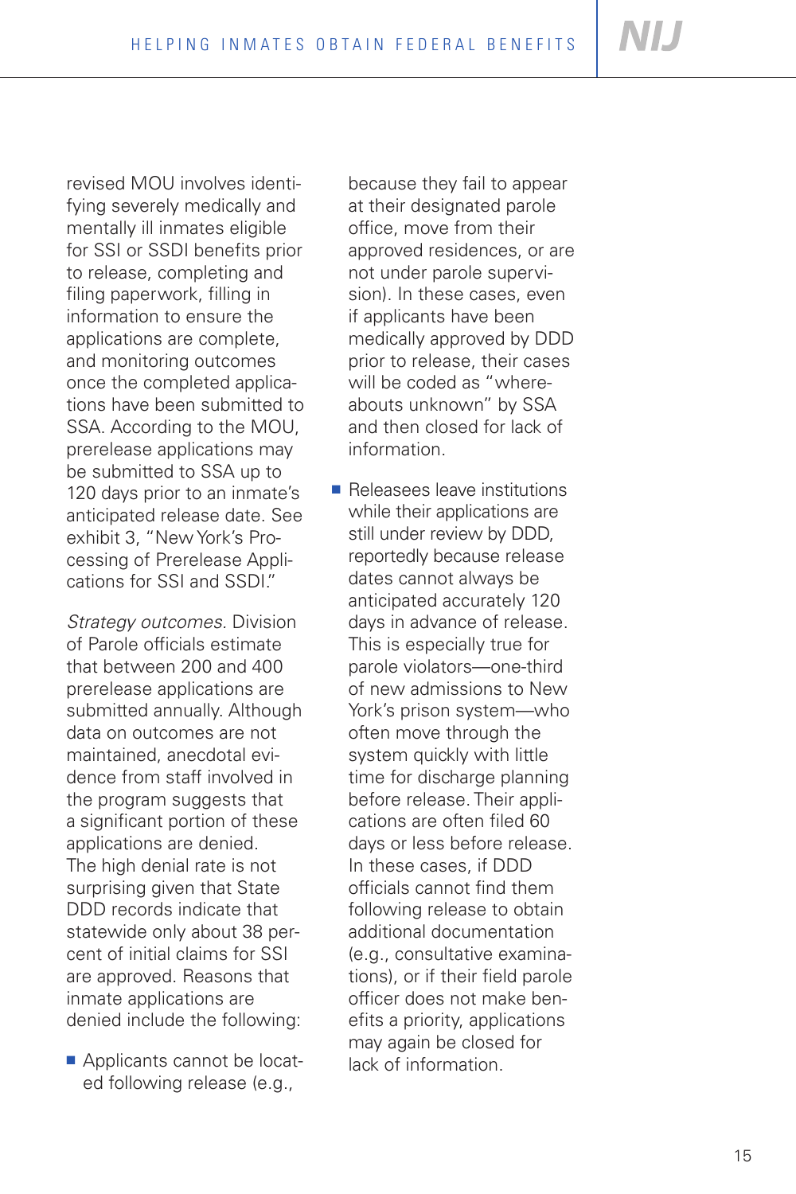revised MOU involves identifying severely medically and mentally ill inmates eligible for SSI or SSDI benefits prior to release, completing and filing paperwork, filling in information to ensure the applications are complete, and monitoring outcomes once the completed applications have been submitted to SSA. According to the MOU, prerelease applications may be submitted to SSA up to 120 days prior to an inmate's anticipated release date. See exhibit 3, "New York's Processing of Prerelease Applications for SSI and SSDI."

*Strategy outcomes*. Division of Parole officials estimate that between 200 and 400 prerelease applications are submitted annually. Although data on outcomes are not maintained, anecdotal evidence from staff involved in the program suggests that a significant portion of these applications are denied. The high denial rate is not surprising given that State DDD records indicate that statewide only about 38 percent of initial claims for SSI are approved. Reasons that inmate applications are denied include the following:

- Applicants cannot be located following release (e.g., because they fail to appear at their designated parole office, move from their approved residences, or are not under parole supervision). In these cases, even if applicants have been medically approved by DDD prior to release, their cases will be coded as "whereabouts unknown" by SSA and then closed for lack of information.
- Releasees leave institutions while their applications are still under review by DDD, reportedly because release dates cannot always be anticipated accurately 120 days in advance of release. This is especially true for parole violators—one-third of new admissions to New York's prison system—who often move through the system quickly with little time for discharge planning before release. Their applications are often filed 60 days or less before release. In these cases, if DDD officials cannot find them following release to obtain additional documentation (e.g., consultative examinations), or if their field parole officer does not make benefits a priority, applications may again be closed for lack of information.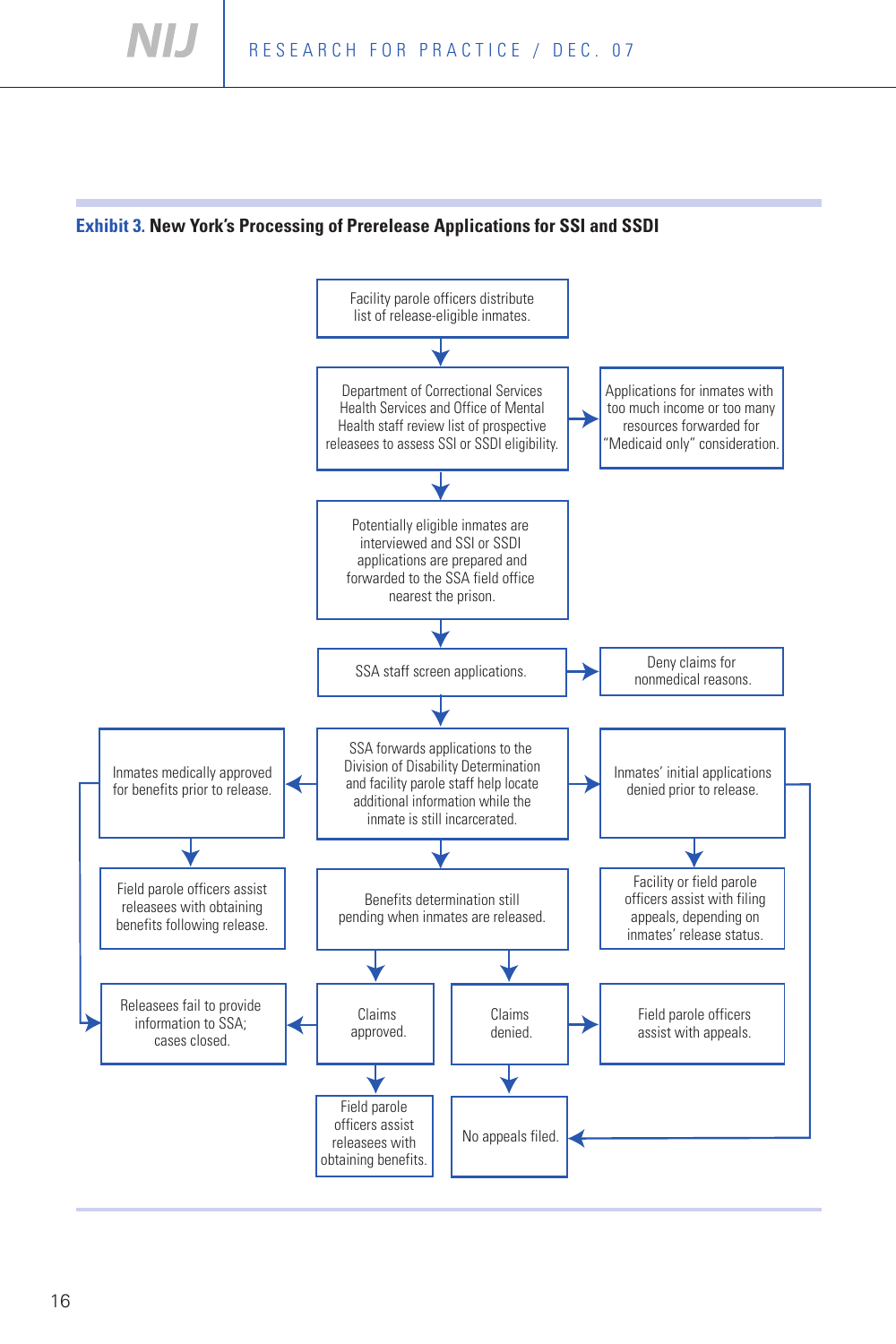**Exhibit 3. New York's Processing of Prerelease Applications for SSI and SSDI**

Facility parole officers distribute list of release-eligible inmates.

Department of Correctional Services Health Services and Office of Mental Health staff review list of prospective releasees to assess SSI or SSDI eligibility.

Applications for inmates with too much income or too many resources forwarded for "Medicaid only" consideration.

Potentially eligible inmates are interviewed and SSI or SSDI applications are prepared and forwarded to the SSA field office nearest the prison.

SSA staff screen applications.

Deny claims for nonmedical reasons.

SSA forwards applications to the Division of Disability Determination and facility parole staff help locate additional information while the inmate is still incarcerated.

Inmates medically approved for benefits prior to release.

Inmates' initial applications denied prior to release.

Field parole officers assist releasees with obtaining benefits following release.

Benefits determination still pending when inmates are released.

Facility or field parole officers assist with filing appeals, depending on inmates' release status.

Releasees fail to provide information to SSA; cases closed.

Claims approved.

Claims denied.

Field parole officers assist with appeals.

Field parole officers assist releasees with obtaining benefits.

No appeals filed.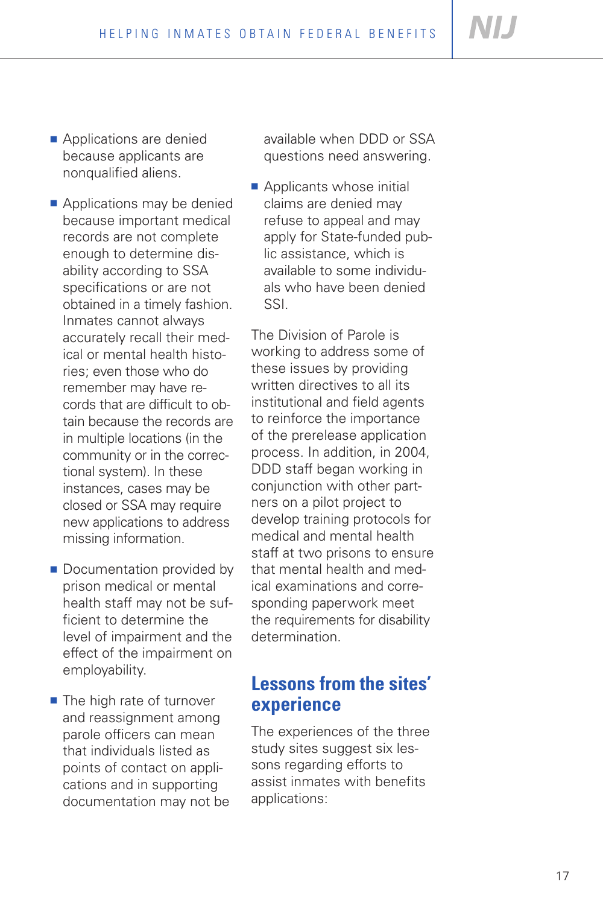- Applications are denied because applicants are nonqualified aliens.

- Applications may be denied because important medical records are not complete enough to determine disability according to SSA specifications or are not obtained in a timely fashion. Inmates cannot always accurately recall their medical or mental health histories; even those who do remember may have records that are difficult to obtain because the records are in multiple locations (in the community or in the correctional system). In these instances, cases may be closed or SSA may require new applications to address missing information.

- Documentation provided by prison medical or mental health staff may not be sufficient to determine the level of impairment and the effect of the impairment on employability.

- The high rate of turnover and reassignment among parole officers can mean that individuals listed as points of contact on applications and in supporting documentation may not be available when DDD or SSA questions need answering.

- Applicants whose initial claims are denied may refuse to appeal and may apply for State-funded public assistance, which is available to some individuals who have been denied SSI.

The Division of Parole is working to address some of these issues by providing written directives to all its institutional and field agents to reinforce the importance of the prerelease application process. In addition, in 2004, DDD staff began working in conjunction with other partners on a pilot project to develop training protocols for medical and mental health staff at two prisons to ensure that mental health and medical examinations and corresponding paperwork meet the requirements for disability determination.

## Lessons from the sites' experience

The experiences of the three study sites suggest six lessons regarding efforts to assist inmates with benefits applications: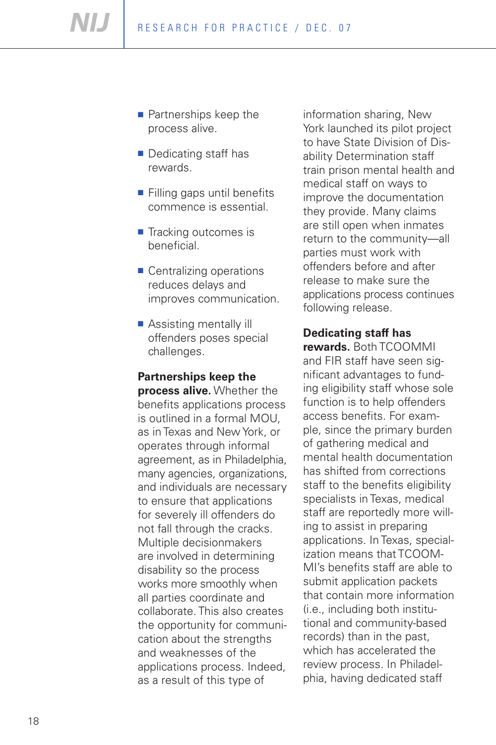- Partnerships keep the process alive.
- Dedicating staff has rewards.
- Filling gaps until benefits commence is essential.
- Tracking outcomes is beneficial.
- Centralizing operations reduces delays and improves communication.
- Assisting mentally ill offenders poses special challenges.

**Partnerships keep the process alive.** Whether the benefits applications process is outlined in a formal MOU, as in Texas and New York, or operates through informal agreement, as in Philadelphia, many agencies, organizations, and individuals are necessary to ensure that applications for severely ill offenders do not fall through the cracks. Multiple decisionmakers are involved in determining disability so the process works more smoothly when all parties coordinate and collaborate. This also creates the opportunity for communication about the strengths and weaknesses of the applications process. Indeed, as a result of this type of information sharing, New York launched its pilot project to have State Division of Disability Determination staff train prison mental health and medical staff on ways to improve the documentation they provide. Many claims are still open when inmates return to the community—all parties must work with offenders before and after release to make sure the applications process continues following release.

**Dedicating staff has rewards.** Both TCOOMMI and FIR staff have seen significant advantages to funding eligibility staff whose sole function is to help offenders access benefits. For example, since the primary burden of gathering medical and mental health documentation has shifted from corrections staff to the benefits eligibility specialists in Texas, medical staff are reportedly more willing to assist in preparing applications. In Texas, specialization means that TCOOMMI's benefits staff are able to submit application packets that contain more information (i.e., including both institutional and community-based records) than in the past, which has accelerated the review process. In Philadelphia, having dedicated staff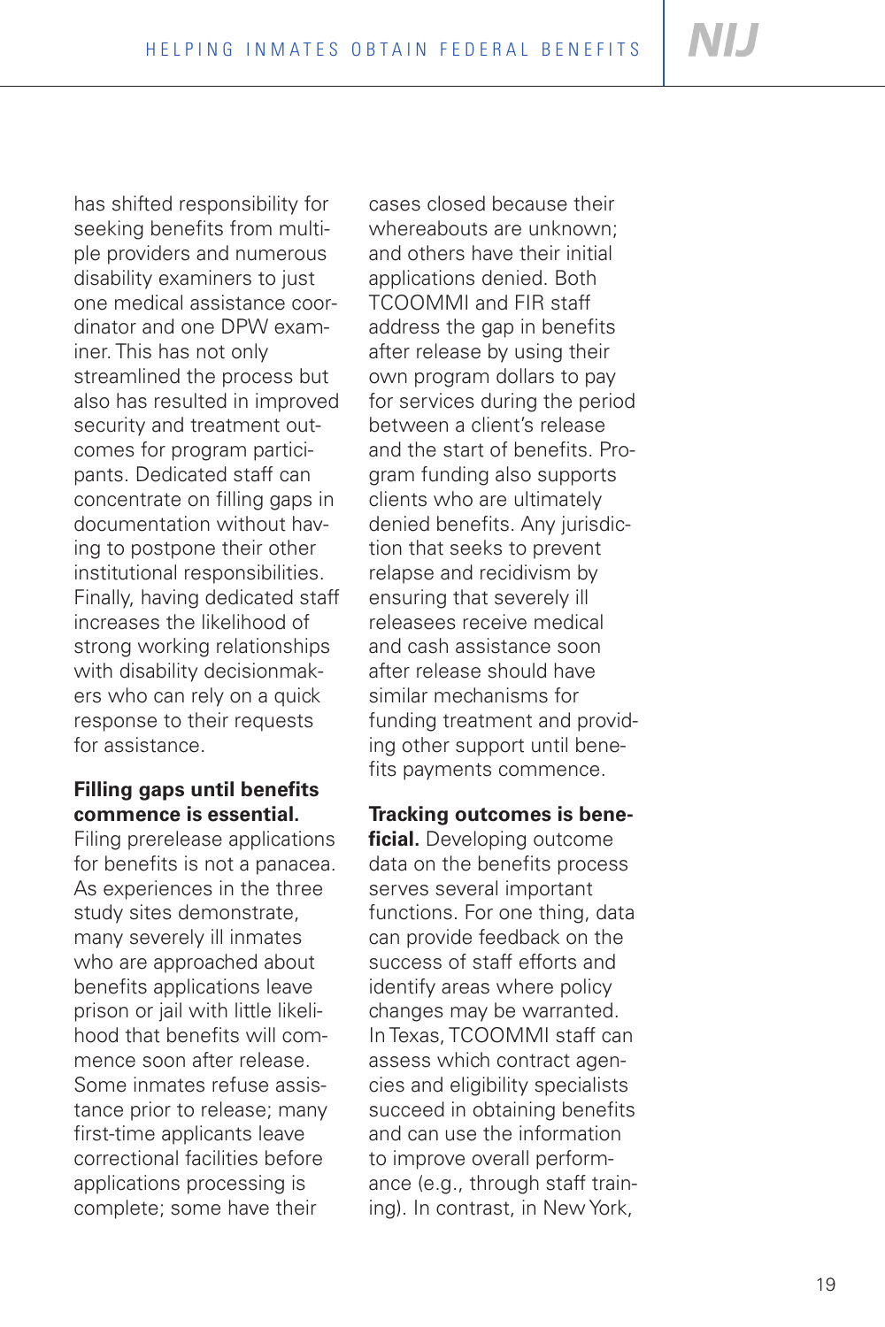has shifted responsibility for seeking benefits from multiple providers and numerous disability examiners to just one medical assistance coordinator and one DPW examiner. This has not only streamlined the process but also has resulted in improved security and treatment outcomes for program participants. Dedicated staff can concentrate on filling gaps in documentation without having to postpone their other institutional responsibilities. Finally, having dedicated staff increases the likelihood of strong working relationships with disability decisionmakers who can rely on a quick response to their requests for assistance.

**Filling gaps until benefits commence is essential.** Filing prerelease applications for benefits is not a panacea. As experiences in the three study sites demonstrate, many severely ill inmates who are approached about benefits applications leave prison or jail with little likelihood that benefits will commence soon after release. Some inmates refuse assistance prior to release; many first-time applicants leave correctional facilities before applications processing is complete; some have their cases closed because their whereabouts are unknown; and others have their initial applications denied. Both TCOOMMI and FIR staff address the gap in benefits after release by using their own program dollars to pay for services during the period between a client's release and the start of benefits. Program funding also supports clients who are ultimately denied benefits. Any jurisdiction that seeks to prevent relapse and recidivism by ensuring that severely ill releasees receive medical and cash assistance soon after release should have similar mechanisms for funding treatment and providing other support until benefits payments commence.

**Tracking outcomes is beneficial.** Developing outcome data on the benefits process serves several important functions. For one thing, data can provide feedback on the success of staff efforts and identify areas where policy changes may be warranted. In Texas, TCOOMMI staff can assess which contract agencies and eligibility specialists succeed in obtaining benefits and can use the information to improve overall performance (e.g., through staff training). In contrast, in New York,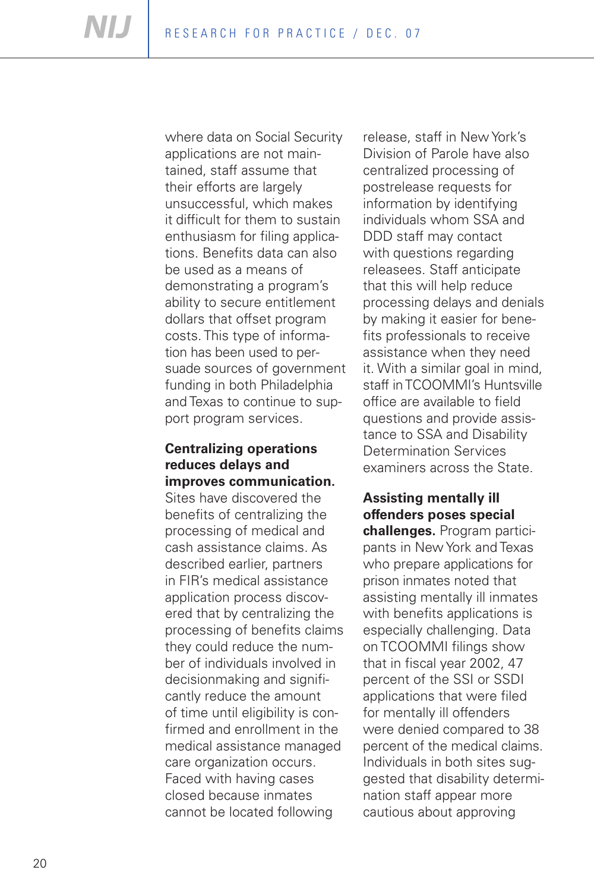where data on Social Security applications are not maintained, staff assume that their efforts are largely unsuccessful, which makes it difficult for them to sustain enthusiasm for filing applications. Benefits data can also be used as a means of demonstrating a program's ability to secure entitlement dollars that offset program costs. This type of information has been used to persuade sources of government funding in both Philadelphia and Texas to continue to support program services.

**Centralizing operations reduces delays and improves communication.** Sites have discovered the benefits of centralizing the processing of medical and cash assistance claims. As described earlier, partners in FIR's medical assistance application process discovered that by centralizing the processing of benefits claims they could reduce the number of individuals involved in decisionmaking and significantly reduce the amount of time until eligibility is confirmed and enrollment in the medical assistance managed care organization occurs. Faced with having cases closed because inmates cannot be located following release, staff in New York's Division of Parole have also centralized processing of postrelease requests for information by identifying individuals whom SSA and DDD staff may contact with questions regarding releasees. Staff anticipate that this will help reduce processing delays and denials by making it easier for benefits professionals to receive assistance when they need it. With a similar goal in mind, staff in TCOOMMI's Huntsville office are available to field questions and provide assistance to SSA and Disability Determination Services examiners across the State.

**Assisting mentally ill offenders poses special challenges.** Program participants in New York and Texas who prepare applications for prison inmates noted that assisting mentally ill inmates with benefits applications is especially challenging. Data on TCOOMMI filings show that in fiscal year 2002, 47 percent of the SSI or SSDI applications that were filed for mentally ill offenders were denied compared to 38 percent of the medical claims. Individuals in both sites suggested that disability determination staff appear more cautious about approving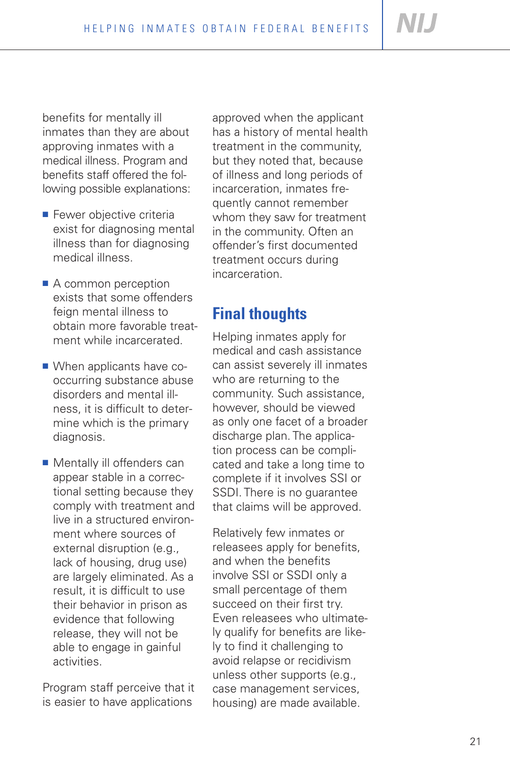benefits for mentally ill inmates than they are about approving inmates with a medical illness. Program and benefits staff offered the following possible explanations:

- Fewer objective criteria exist for diagnosing mental illness than for diagnosing medical illness.
- A common perception exists that some offenders feign mental illness to obtain more favorable treatment while incarcerated.
- When applicants have co-occurring substance abuse disorders and mental illness, it is difficult to determine which is the primary diagnosis.
- Mentally ill offenders can appear stable in a correctional setting because they comply with treatment and live in a structured environment where sources of external disruption (e.g., lack of housing, drug use) are largely eliminated. As a result, it is difficult to use their behavior in prison as evidence that following release, they will not be able to engage in gainful activities.

Program staff perceive that it is easier to have applications approved when the applicant has a history of mental health treatment in the community, but they noted that, because of illness and long periods of incarceration, inmates frequently cannot remember whom they saw for treatment in the community. Often an offender's first documented treatment occurs during incarceration.

## Final thoughts

Helping inmates apply for medical and cash assistance can assist severely ill inmates who are returning to the community. Such assistance, however, should be viewed as only one facet of a broader discharge plan. The application process can be complicated and take a long time to complete if it involves SSI or SSDI. There is no guarantee that claims will be approved.

Relatively few inmates or releasees apply for benefits, and when the benefits involve SSI or SSDI only a small percentage of them succeed on their first try. Even releasees who ultimately qualify for benefits are likely to find it challenging to avoid relapse or recidivism unless other supports (e.g., case management services, housing) are made available.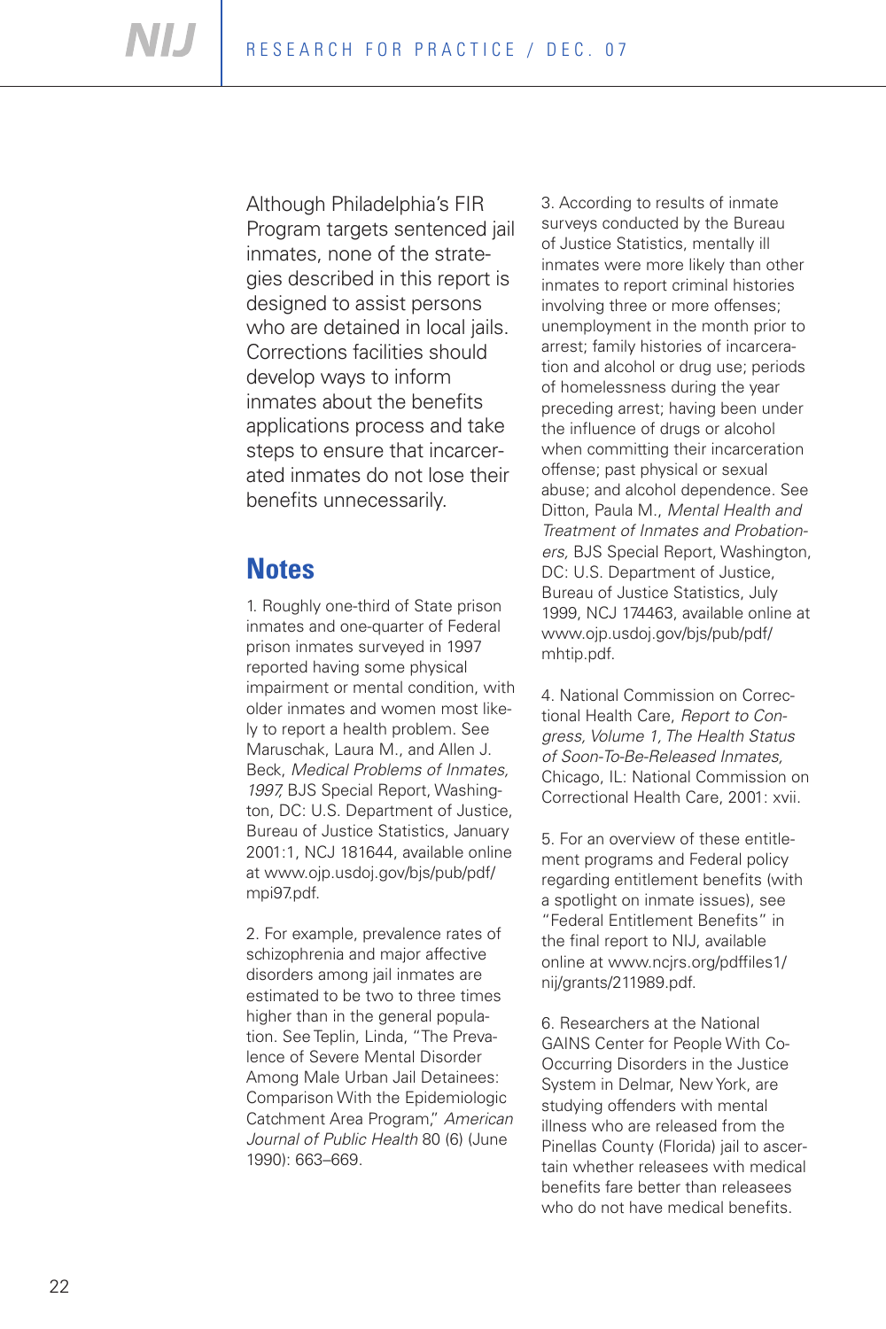Although Philadelphia's FIR Program targets sentenced jail inmates, none of the strategies described in this report is designed to assist persons who are detained in local jails. Corrections facilities should develop ways to inform inmates about the benefits applications process and take steps to ensure that incarcerated inmates do not lose their benefits unnecessarily.

## Notes

1. Roughly one-third of State prison inmates and one-quarter of Federal prison inmates surveyed in 1997 reported having some physical impairment or mental condition, with older inmates and women most likely to report a health problem. See Maruschak, Laura M., and Allen J. Beck, *Medical Problems of Inmates, 1997,* BJS Special Report, Washington, DC: U.S. Department of Justice, Bureau of Justice Statistics, January 2001:1, NCJ 181644, available online at www.ojp.usdoj.gov/bjs/pub/pdf/mpi97.pdf.

2. For example, prevalence rates of schizophrenia and major affective disorders among jail inmates are estimated to be two to three times higher than in the general population. See Teplin, Linda, "The Prevalence of Severe Mental Disorder Among Male Urban Jail Detainees: Comparison With the Epidemiologic Catchment Area Program," *American Journal of Public Health* 80 (6) (June 1990): 663–669.

3. According to results of inmate surveys conducted by the Bureau of Justice Statistics, mentally ill inmates were more likely than other inmates to report criminal histories involving three or more offenses; unemployment in the month prior to arrest; family histories of incarceration and alcohol or drug use; periods of homelessness during the year preceding arrest; having been under the influence of drugs or alcohol when committing their incarceration offense; past physical or sexual abuse; and alcohol dependence. See Ditton, Paula M., *Mental Health and Treatment of Inmates and Probationers,* BJS Special Report, Washington, DC: U.S. Department of Justice, Bureau of Justice Statistics, July 1999, NCJ 174463, available online at www.ojp.usdoj.gov/bjs/pub/pdf/mhtip.pdf.

4. National Commission on Correctional Health Care, *Report to Congress, Volume 1, The Health Status of Soon-To-Be-Released Inmates,* Chicago, IL: National Commission on Correctional Health Care, 2001: xvii.

5. For an overview of these entitlement programs and Federal policy regarding entitlement benefits (with a spotlight on inmate issues), see "Federal Entitlement Benefits" in the final report to NIJ, available online at www.ncjrs.org/pdffiles1/nij/grants/211989.pdf.

6. Researchers at the National GAINS Center for People With Co-Occurring Disorders in the Justice System in Delmar, New York, are studying offenders with mental illness who are released from the Pinellas County (Florida) jail to ascertain whether releasees with medical benefits fare better than releasees who do not have medical benefits.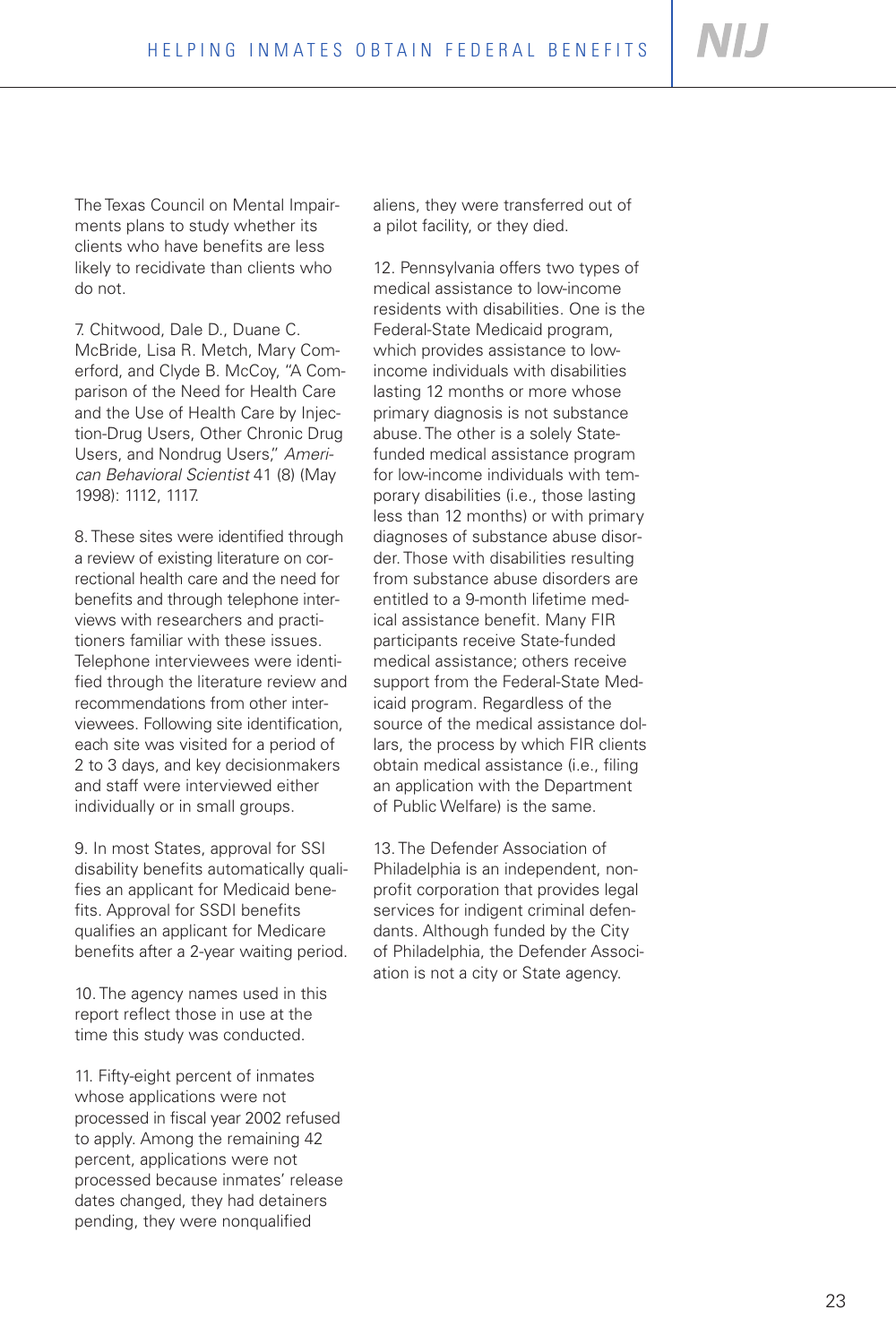The Texas Council on Mental Impairments plans to study whether its clients who have benefits are less likely to recidivate than clients who do not.

7. Chitwood, Dale D., Duane C. McBride, Lisa R. Metch, Mary Comerford, and Clyde B. McCoy, "A Comparison of the Need for Health Care and the Use of Health Care by Injection-Drug Users, Other Chronic Drug Users, and Nondrug Users," *American Behavioral Scientist* 41 (8) (May 1998): 1112, 1117.

8. These sites were identified through a review of existing literature on correctional health care and the need for benefits and through telephone interviews with researchers and practitioners familiar with these issues. Telephone interviewees were identified through the literature review and recommendations from other interviewees. Following site identification, each site was visited for a period of 2 to 3 days, and key decisionmakers and staff were interviewed either individually or in small groups.

9. In most States, approval for SSI disability benefits automatically qualifies an applicant for Medicaid benefits. Approval for SSDI benefits qualifies an applicant for Medicare benefits after a 2-year waiting period.

10. The agency names used in this report reflect those in use at the time this study was conducted.

11. Fifty-eight percent of inmates whose applications were not processed in fiscal year 2002 refused to apply. Among the remaining 42 percent, applications were not processed because inmates' release dates changed, they had detainers pending, they were nonqualified aliens, they were transferred out of a pilot facility, or they died.

12. Pennsylvania offers two types of medical assistance to low-income residents with disabilities. One is the Federal-State Medicaid program, which provides assistance to low-income individuals with disabilities lasting 12 months or more whose primary diagnosis is not substance abuse. The other is a solely State-funded medical assistance program for low-income individuals with temporary disabilities (i.e., those lasting less than 12 months) or with primary diagnoses of substance abuse disorder. Those with disabilities resulting from substance abuse disorders are entitled to a 9-month lifetime medical assistance benefit. Many FIR participants receive State-funded medical assistance; others receive support from the Federal-State Medicaid program. Regardless of the source of the medical assistance dollars, the process by which FIR clients obtain medical assistance (i.e., filing an application with the Department of Public Welfare) is the same.

13. The Defender Association of Philadelphia is an independent, nonprofit corporation that provides legal services for indigent criminal defendants. Although funded by the City of Philadelphia, the Defender Association is not a city or State agency.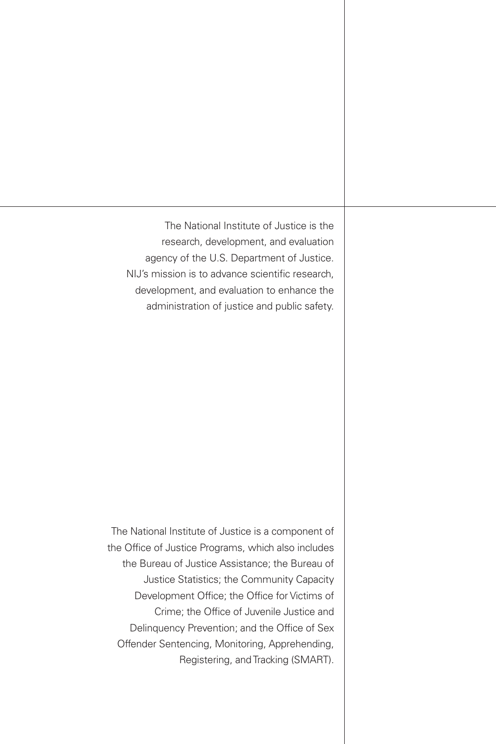The National Institute of Justice is the research, development, and evaluation agency of the U.S. Department of Justice. NIJ's mission is to advance scientific research, development, and evaluation to enhance the administration of justice and public safety.

The National Institute of Justice is a component of the Office of Justice Programs, which also includes the Bureau of Justice Assistance; the Bureau of Justice Statistics; the Community Capacity Development Office; the Office for Victims of Crime; the Office of Juvenile Justice and Delinquency Prevention; and the Office of Sex Offender Sentencing, Monitoring, Apprehending, Registering, and Tracking (SMART).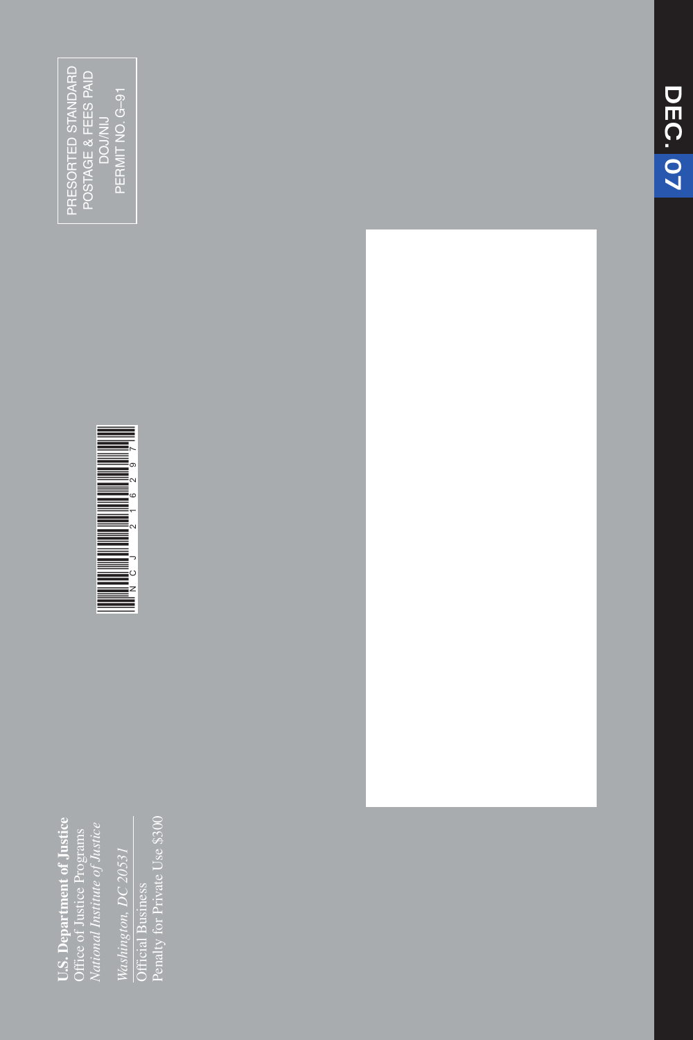**U.S. Department of Justice**
Office of Justice Programs
*National Institute of Justice*

*Washington, DC 20531*

Official Business
Penalty for Private Use $300

PRESORTED STANDARD
POSTAGE & FEES PAID
DOJ/NIJ
PERMIT NO. G–91

NCJ 216297

DEC. 07